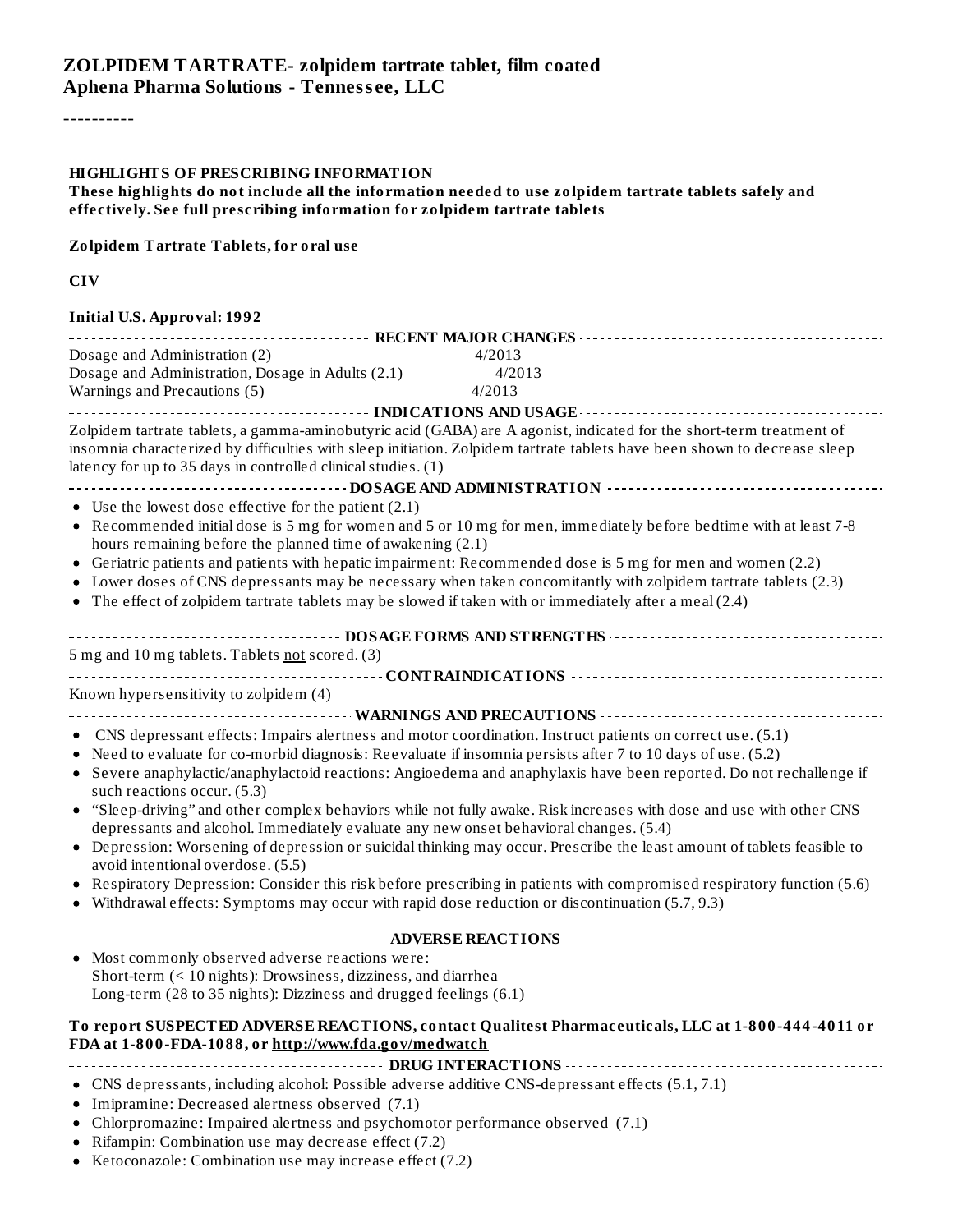# ZOLPIDEM TARTRATE- zolpidem tartrate tablet, film coated
**Aphena Pharma Solutions - Tennessee, LLC**

----------

**HIGHLIGHTS OF PRESCRIBING INFORMATION**
**These highlights do not include all the information needed to use zolpidem tartrate tablets safely and effectively. See full prescribing information for zolpidem tartrate tablets**

**Zolpidem Tartrate Tablets, for oral use**

**CIV**

**Initial U.S. Approval: 1992**

**RECENT MAJOR CHANGES**

| | |
|---|---|
| Dosage and Administration (2) | 4/2013 |
| Dosage and Administration, Dosage in Adults (2.1) | 4/2013 |
| Warnings and Precautions (5) | 4/2013 |

**INDICATIONS AND USAGE**

Zolpidem tartrate tablets, a gamma-aminobutyric acid (GABA) are A agonist, indicated for the short-term treatment of insomnia characterized by difficulties with sleep initiation. Zolpidem tartrate tablets have been shown to decrease sleep latency for up to 35 days in controlled clinical studies. (1)

**DOSAGE AND ADMINISTRATION**

- Use the lowest dose effective for the patient (2.1)
- Recommended initial dose is 5 mg for women and 5 or 10 mg for men, immediately before bedtime with at least 7-8 hours remaining before the planned time of awakening (2.1)
- Geriatric patients and patients with hepatic impairment: Recommended dose is 5 mg for men and women (2.2)
- Lower doses of CNS depressants may be necessary when taken concomitantly with zolpidem tartrate tablets (2.3)
- The effect of zolpidem tartrate tablets may be slowed if taken with or immediately after a meal (2.4)

**DOSAGE FORMS AND STRENGTHS**

5 mg and 10 mg tablets. Tablets not scored. (3)

**CONTRAINDICATIONS**

Known hypersensitivity to zolpidem (4)

**WARNINGS AND PRECAUTIONS**

- CNS depressant effects: Impairs alertness and motor coordination. Instruct patients on correct use. (5.1)
- Need to evaluate for co-morbid diagnosis: Reevaluate if insomnia persists after 7 to 10 days of use. (5.2)
- Severe anaphylactic/anaphylactoid reactions: Angioedema and anaphylaxis have been reported. Do not rechallenge if such reactions occur. (5.3)
- "Sleep-driving" and other complex behaviors while not fully awake. Risk increases with dose and use with other CNS depressants and alcohol. Immediately evaluate any new onset behavioral changes. (5.4)
- Depression: Worsening of depression or suicidal thinking may occur. Prescribe the least amount of tablets feasible to avoid intentional overdose. (5.5)
- Respiratory Depression: Consider this risk before prescribing in patients with compromised respiratory function (5.6)
- Withdrawal effects: Symptoms may occur with rapid dose reduction or discontinuation (5.7, 9.3)

**ADVERSE REACTIONS**

- Most commonly observed adverse reactions were:
  Short-term (< 10 nights): Drowsiness, dizziness, and diarrhea
  Long-term (28 to 35 nights): Dizziness and drugged feelings (6.1)

**To report SUSPECTED ADVERSE REACTIONS, contact Qualitest Pharmaceuticals, LLC at 1-800-444-4011 or FDA at 1-800-FDA-1088, or http://www.fda.gov/medwatch**

**DRUG INTERACTIONS**

- CNS depressants, including alcohol: Possible adverse additive CNS-depressant effects (5.1, 7.1)
- Imipramine: Decreased alertness observed (7.1)
- Chlorpromazine: Impaired alertness and psychomotor performance observed (7.1)
- Rifampin: Combination use may decrease effect (7.2)
- Ketoconazole: Combination use may increase effect (7.2)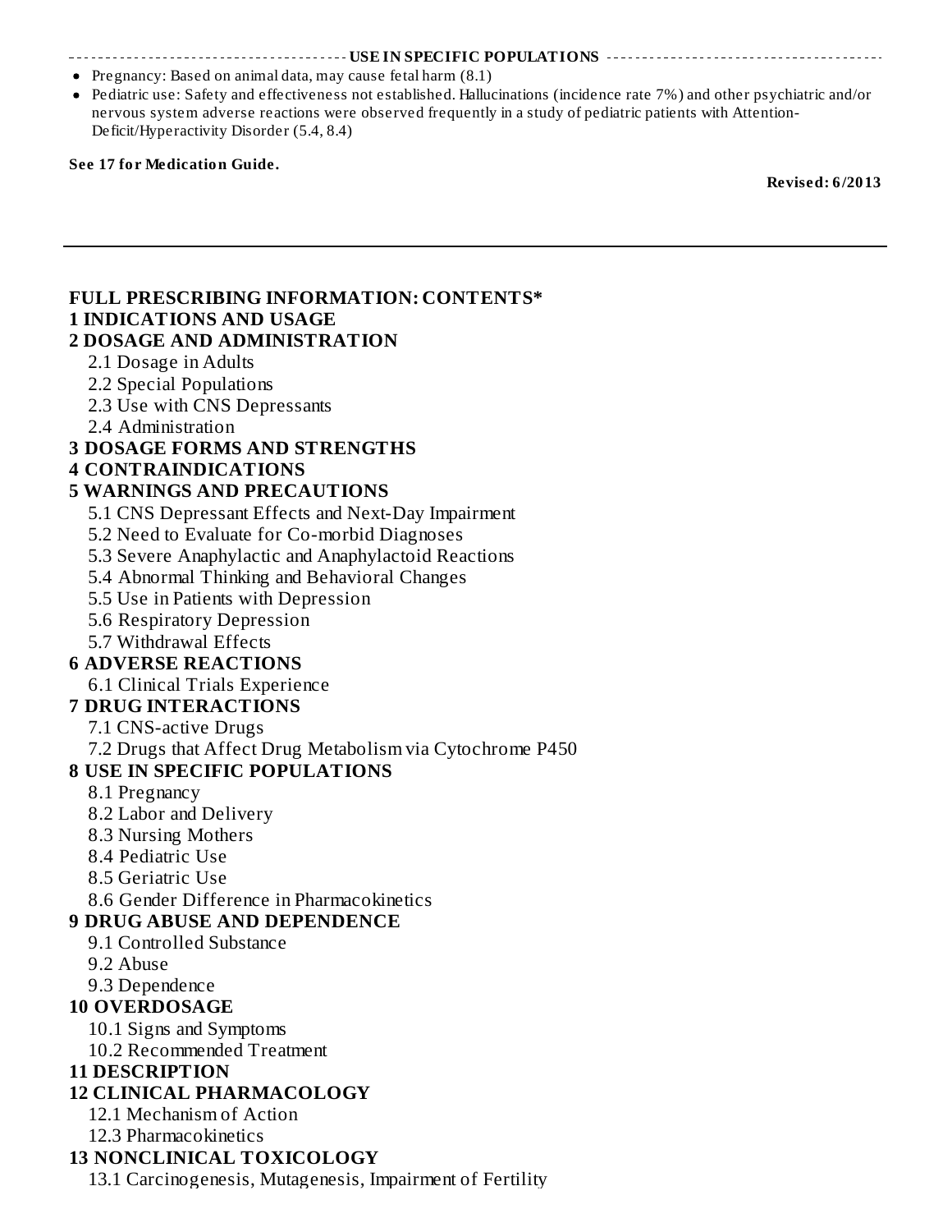**USE IN SPECIFIC POPULATIONS**

- Pregnancy: Based on animal data, may cause fetal harm (8.1)
- Pediatric use: Safety and effectiveness not established. Hallucinations (incidence rate 7%) and other psychiatric and/or nervous system adverse reactions were observed frequently in a study of pediatric patients with Attention-Deficit/Hyperactivity Disorder (5.4, 8.4)

**See 17 for Medication Guide.**

**Revised: 6/2013**

---

## FULL PRESCRIBING INFORMATION: CONTENTS*

**1 INDICATIONS AND USAGE**

**2 DOSAGE AND ADMINISTRATION**

- 2.1 Dosage in Adults
- 2.2 Special Populations
- 2.3 Use with CNS Depressants
- 2.4 Administration

**3 DOSAGE FORMS AND STRENGTHS**

**4 CONTRAINDICATIONS**

**5 WARNINGS AND PRECAUTIONS**

- 5.1 CNS Depressant Effects and Next-Day Impairment
- 5.2 Need to Evaluate for Co-morbid Diagnoses
- 5.3 Severe Anaphylactic and Anaphylactoid Reactions
- 5.4 Abnormal Thinking and Behavioral Changes
- 5.5 Use in Patients with Depression
- 5.6 Respiratory Depression
- 5.7 Withdrawal Effects

**6 ADVERSE REACTIONS**

- 6.1 Clinical Trials Experience

**7 DRUG INTERACTIONS**

- 7.1 CNS-active Drugs
- 7.2 Drugs that Affect Drug Metabolism via Cytochrome P450

**8 USE IN SPECIFIC POPULATIONS**

- 8.1 Pregnancy
- 8.2 Labor and Delivery
- 8.3 Nursing Mothers
- 8.4 Pediatric Use
- 8.5 Geriatric Use
- 8.6 Gender Difference in Pharmacokinetics

**9 DRUG ABUSE AND DEPENDENCE**

- 9.1 Controlled Substance
- 9.2 Abuse
- 9.3 Dependence

**10 OVERDOSAGE**

- 10.1 Signs and Symptoms
- 10.2 Recommended Treatment

**11 DESCRIPTION**

**12 CLINICAL PHARMACOLOGY**

- 12.1 Mechanism of Action
- 12.3 Pharmacokinetics

**13 NONCLINICAL TOXICOLOGY**

- 13.1 Carcinogenesis, Mutagenesis, Impairment of Fertility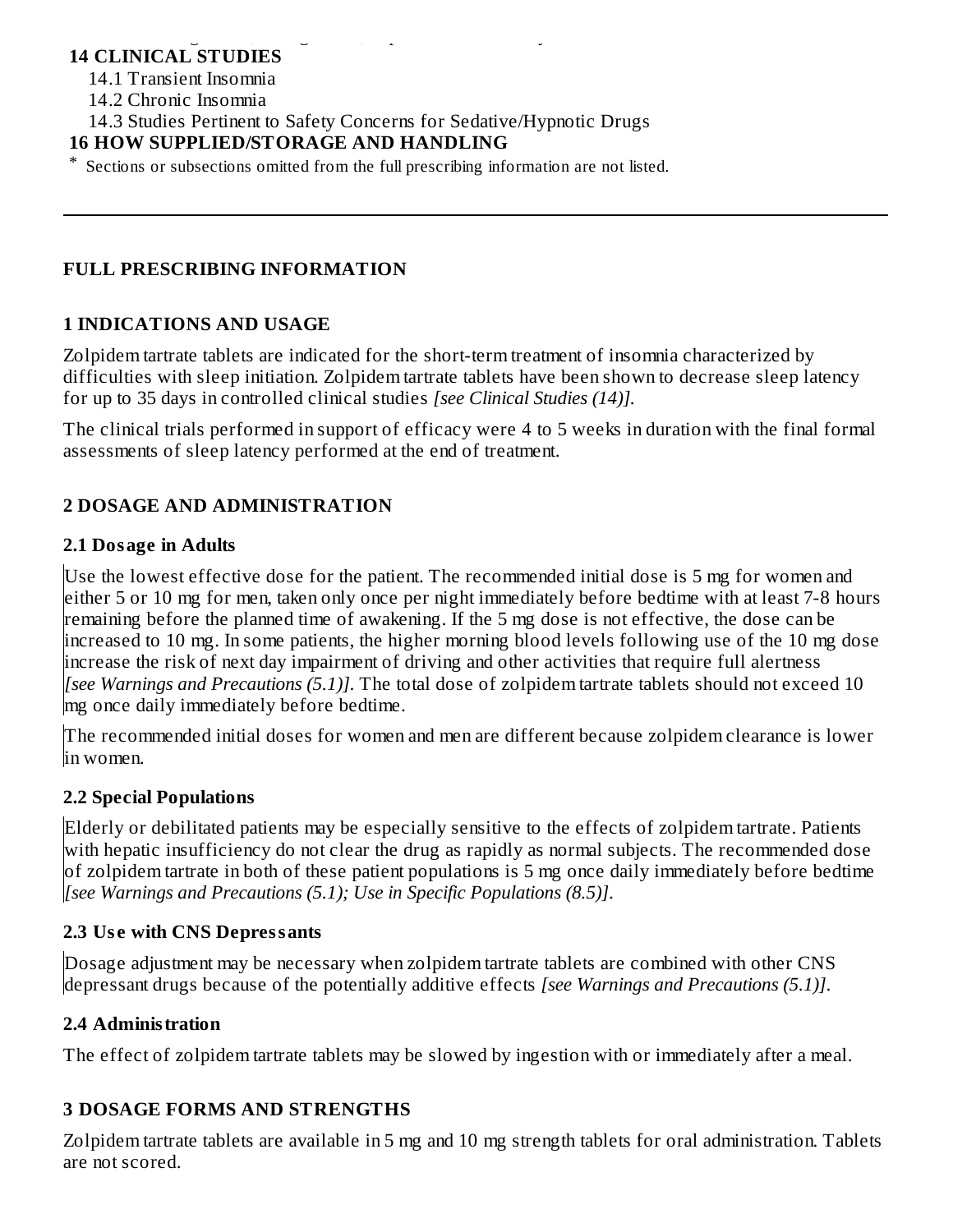**14 CLINICAL STUDIES**

14.1 Transient Insomnia

14.2 Chronic Insomnia

14.3 Studies Pertinent to Safety Concerns for Sedative/Hypnotic Drugs

**16 HOW SUPPLIED/STORAGE AND HANDLING**

\* Sections or subsections omitted from the full prescribing information are not listed.

---

## FULL PRESCRIBING INFORMATION

## 1 INDICATIONS AND USAGE

Zolpidem tartrate tablets are indicated for the short-term treatment of insomnia characterized by difficulties with sleep initiation. Zolpidem tartrate tablets have been shown to decrease sleep latency for up to 35 days in controlled clinical studies *[see Clinical Studies (14)].*

The clinical trials performed in support of efficacy were 4 to 5 weeks in duration with the final formal assessments of sleep latency performed at the end of treatment.

## 2 DOSAGE AND ADMINISTRATION

### 2.1 Dosage in Adults

Use the lowest effective dose for the patient. The recommended initial dose is 5 mg for women and either 5 or 10 mg for men, taken only once per night immediately before bedtime with at least 7-8 hours remaining before the planned time of awakening. If the 5 mg dose is not effective, the dose can be increased to 10 mg. In some patients, the higher morning blood levels following use of the 10 mg dose increase the risk of next day impairment of driving and other activities that require full alertness *[see Warnings and Precautions (5.1)].* The total dose of zolpidem tartrate tablets should not exceed 10 mg once daily immediately before bedtime.

The recommended initial doses for women and men are different because zolpidem clearance is lower in women.

### 2.2 Special Populations

Elderly or debilitated patients may be especially sensitive to the effects of zolpidem tartrate. Patients with hepatic insufficiency do not clear the drug as rapidly as normal subjects. The recommended dose of zolpidem tartrate in both of these patient populations is 5 mg once daily immediately before bedtime *[see Warnings and Precautions (5.1); Use in Specific Populations (8.5)].*

### 2.3 Use with CNS Depressants

Dosage adjustment may be necessary when zolpidem tartrate tablets are combined with other CNS depressant drugs because of the potentially additive effects *[see Warnings and Precautions (5.1)].*

### 2.4 Administration

The effect of zolpidem tartrate tablets may be slowed by ingestion with or immediately after a meal.

## 3 DOSAGE FORMS AND STRENGTHS

Zolpidem tartrate tablets are available in 5 mg and 10 mg strength tablets for oral administration. Tablets are not scored.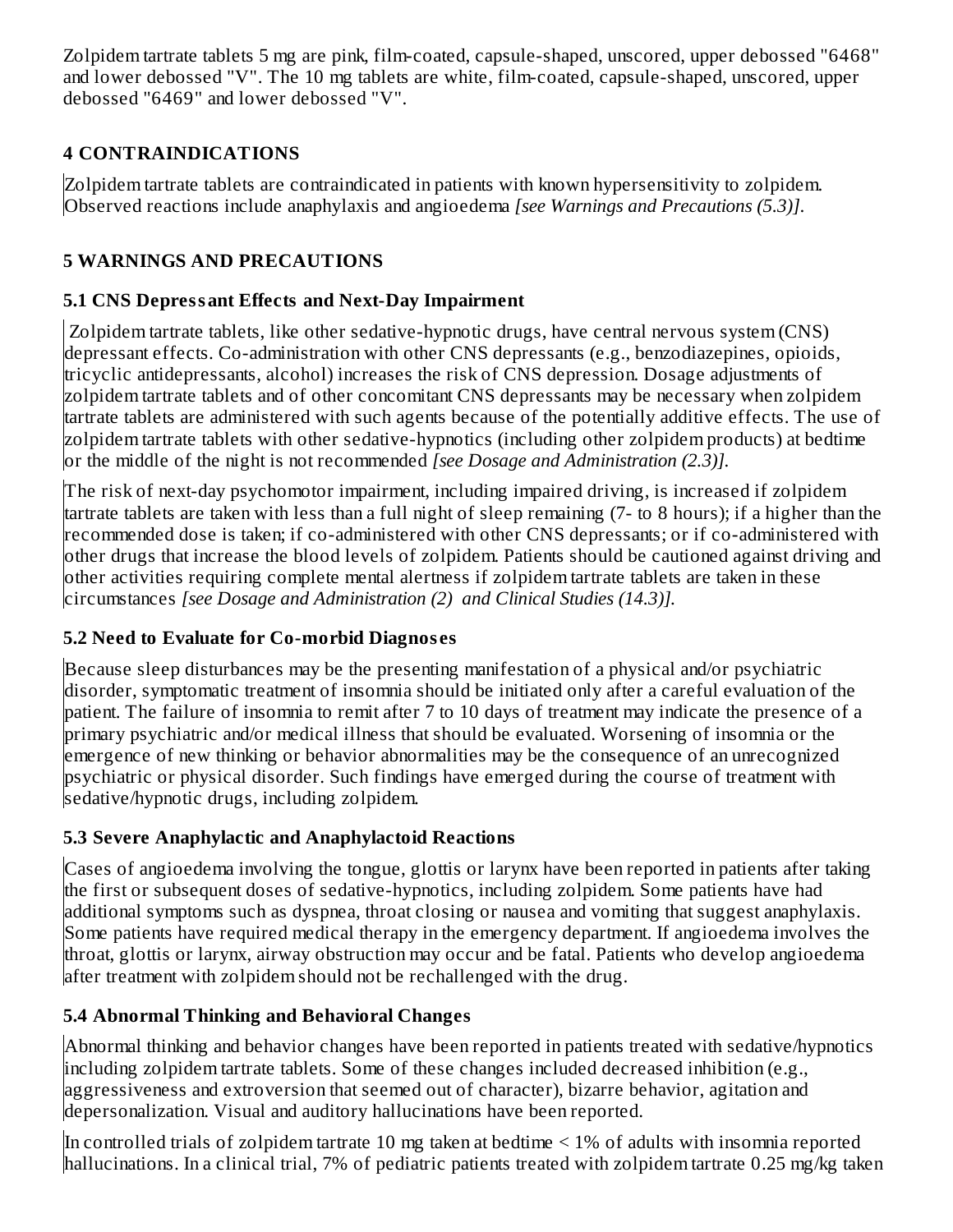Zolpidem tartrate tablets 5 mg are pink, film-coated, capsule-shaped, unscored, upper debossed "6468" and lower debossed "V". The 10 mg tablets are white, film-coated, capsule-shaped, unscored, upper debossed "6469" and lower debossed "V".

## 4 CONTRAINDICATIONS

Zolpidem tartrate tablets are contraindicated in patients with known hypersensitivity to zolpidem. Observed reactions include anaphylaxis and angioedema *[see Warnings and Precautions (5.3)]*.

## 5 WARNINGS AND PRECAUTIONS

### 5.1 CNS Depressant Effects and Next-Day Impairment

Zolpidem tartrate tablets, like other sedative-hypnotic drugs, have central nervous system (CNS) depressant effects. Co-administration with other CNS depressants (e.g., benzodiazepines, opioids, tricyclic antidepressants, alcohol) increases the risk of CNS depression. Dosage adjustments of zolpidem tartrate tablets and of other concomitant CNS depressants may be necessary when zolpidem tartrate tablets are administered with such agents because of the potentially additive effects. The use of zolpidem tartrate tablets with other sedative-hypnotics (including other zolpidem products) at bedtime or the middle of the night is not recommended *[see Dosage and Administration (2.3)]*.

The risk of next-day psychomotor impairment, including impaired driving, is increased if zolpidem tartrate tablets are taken with less than a full night of sleep remaining (7- to 8 hours); if a higher than the recommended dose is taken; if co-administered with other CNS depressants; or if co-administered with other drugs that increase the blood levels of zolpidem. Patients should be cautioned against driving and other activities requiring complete mental alertness if zolpidem tartrate tablets are taken in these circumstances *[see Dosage and Administration (2) and Clinical Studies (14.3)]*.

### 5.2 Need to Evaluate for Co-morbid Diagnoses

Because sleep disturbances may be the presenting manifestation of a physical and/or psychiatric disorder, symptomatic treatment of insomnia should be initiated only after a careful evaluation of the patient. The failure of insomnia to remit after 7 to 10 days of treatment may indicate the presence of a primary psychiatric and/or medical illness that should be evaluated. Worsening of insomnia or the emergence of new thinking or behavior abnormalities may be the consequence of an unrecognized psychiatric or physical disorder. Such findings have emerged during the course of treatment with sedative/hypnotic drugs, including zolpidem.

### 5.3 Severe Anaphylactic and Anaphylactoid Reactions

Cases of angioedema involving the tongue, glottis or larynx have been reported in patients after taking the first or subsequent doses of sedative-hypnotics, including zolpidem. Some patients have had additional symptoms such as dyspnea, throat closing or nausea and vomiting that suggest anaphylaxis. Some patients have required medical therapy in the emergency department. If angioedema involves the throat, glottis or larynx, airway obstruction may occur and be fatal. Patients who develop angioedema after treatment with zolpidem should not be rechallenged with the drug.

### 5.4 Abnormal Thinking and Behavioral Changes

Abnormal thinking and behavior changes have been reported in patients treated with sedative/hypnotics including zolpidem tartrate tablets. Some of these changes included decreased inhibition (e.g., aggressiveness and extroversion that seemed out of character), bizarre behavior, agitation and depersonalization. Visual and auditory hallucinations have been reported.

In controlled trials of zolpidem tartrate 10 mg taken at bedtime < 1% of adults with insomnia reported hallucinations. In a clinical trial, 7% of pediatric patients treated with zolpidem tartrate 0.25 mg/kg taken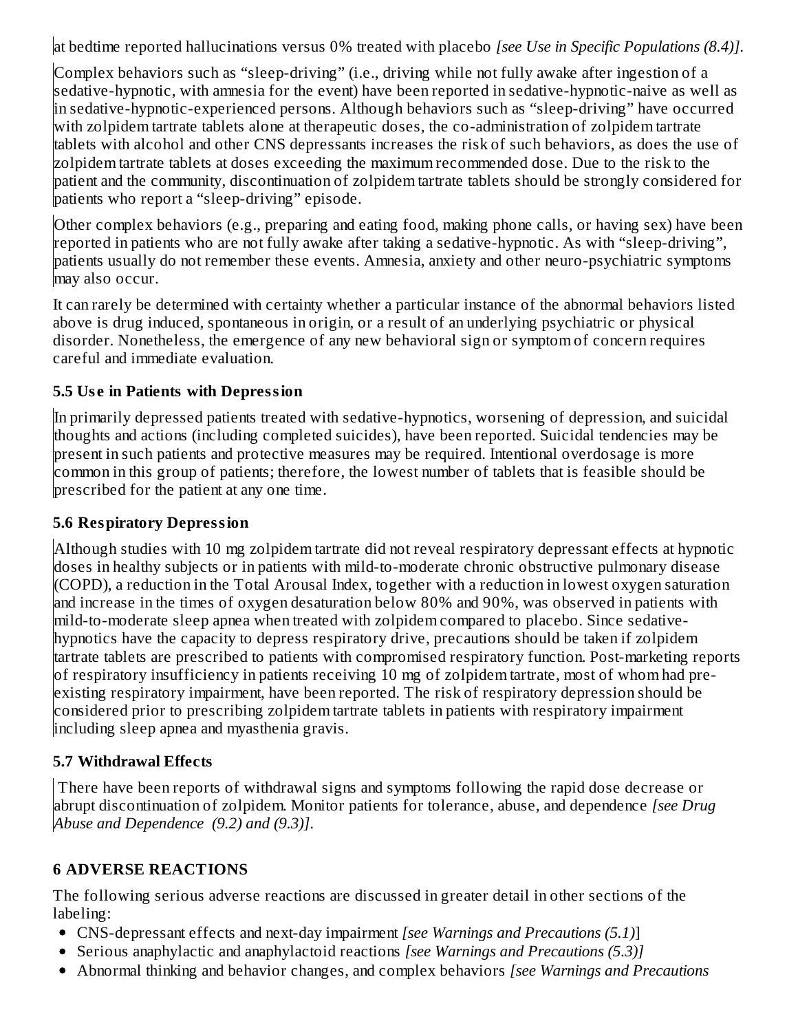at bedtime reported hallucinations versus 0% treated with placebo *[see Use in Specific Populations (8.4)]*.

Complex behaviors such as "sleep-driving" (i.e., driving while not fully awake after ingestion of a sedative-hypnotic, with amnesia for the event) have been reported in sedative-hypnotic-naive as well as in sedative-hypnotic-experienced persons. Although behaviors such as "sleep-driving" have occurred with zolpidem tartrate tablets alone at therapeutic doses, the co-administration of zolpidem tartrate tablets with alcohol and other CNS depressants increases the risk of such behaviors, as does the use of zolpidem tartrate tablets at doses exceeding the maximum recommended dose. Due to the risk to the patient and the community, discontinuation of zolpidem tartrate tablets should be strongly considered for patients who report a "sleep-driving" episode.

Other complex behaviors (e.g., preparing and eating food, making phone calls, or having sex) have been reported in patients who are not fully awake after taking a sedative-hypnotic. As with "sleep-driving", patients usually do not remember these events. Amnesia, anxiety and other neuro-psychiatric symptoms may also occur.

It can rarely be determined with certainty whether a particular instance of the abnormal behaviors listed above is drug induced, spontaneous in origin, or a result of an underlying psychiatric or physical disorder. Nonetheless, the emergence of any new behavioral sign or symptom of concern requires careful and immediate evaluation.

### 5.5 Use in Patients with Depression

In primarily depressed patients treated with sedative-hypnotics, worsening of depression, and suicidal thoughts and actions (including completed suicides), have been reported. Suicidal tendencies may be present in such patients and protective measures may be required. Intentional overdosage is more common in this group of patients; therefore, the lowest number of tablets that is feasible should be prescribed for the patient at any one time.

### 5.6 Respiratory Depression

Although studies with 10 mg zolpidem tartrate did not reveal respiratory depressant effects at hypnotic doses in healthy subjects or in patients with mild-to-moderate chronic obstructive pulmonary disease (COPD), a reduction in the Total Arousal Index, together with a reduction in lowest oxygen saturation and increase in the times of oxygen desaturation below 80% and 90%, was observed in patients with mild-to-moderate sleep apnea when treated with zolpidem compared to placebo. Since sedative-hypnotics have the capacity to depress respiratory drive, precautions should be taken if zolpidem tartrate tablets are prescribed to patients with compromised respiratory function. Post-marketing reports of respiratory insufficiency in patients receiving 10 mg of zolpidem tartrate, most of whom had pre-existing respiratory impairment, have been reported. The risk of respiratory depression should be considered prior to prescribing zolpidem tartrate tablets in patients with respiratory impairment including sleep apnea and myasthenia gravis.

### 5.7 Withdrawal Effects

There have been reports of withdrawal signs and symptoms following the rapid dose decrease or abrupt discontinuation of zolpidem. Monitor patients for tolerance, abuse, and dependence *[see Drug Abuse and Dependence (9.2) and (9.3)]*.

## 6 ADVERSE REACTIONS

The following serious adverse reactions are discussed in greater detail in other sections of the labeling:

- CNS-depressant effects and next-day impairment *[see Warnings and Precautions (5.1)]*
- Serious anaphylactic and anaphylactoid reactions *[see Warnings and Precautions (5.3)]*
- Abnormal thinking and behavior changes, and complex behaviors *[see Warnings and Precautions*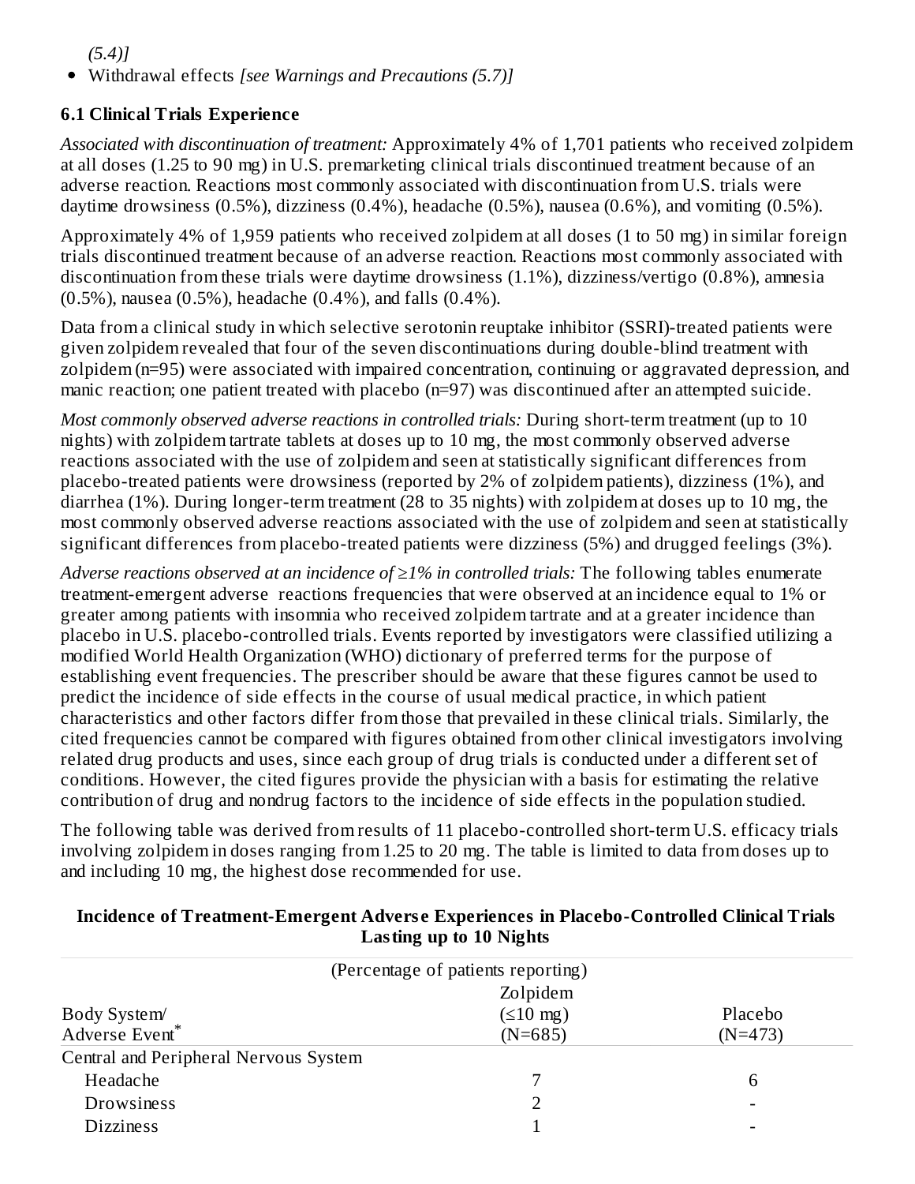*(5.4)]*

- Withdrawal effects *[see Warnings and Precautions (5.7)]*

### 6.1 Clinical Trials Experience

*Associated with discontinuation of treatment:* Approximately 4% of 1,701 patients who received zolpidem at all doses (1.25 to 90 mg) in U.S. premarketing clinical trials discontinued treatment because of an adverse reaction. Reactions most commonly associated with discontinuation from U.S. trials were daytime drowsiness (0.5%), dizziness (0.4%), headache (0.5%), nausea (0.6%), and vomiting (0.5%).

Approximately 4% of 1,959 patients who received zolpidem at all doses (1 to 50 mg) in similar foreign trials discontinued treatment because of an adverse reaction. Reactions most commonly associated with discontinuation from these trials were daytime drowsiness (1.1%), dizziness/vertigo (0.8%), amnesia (0.5%), nausea (0.5%), headache (0.4%), and falls (0.4%).

Data from a clinical study in which selective serotonin reuptake inhibitor (SSRI)-treated patients were given zolpidem revealed that four of the seven discontinuations during double-blind treatment with zolpidem (n=95) were associated with impaired concentration, continuing or aggravated depression, and manic reaction; one patient treated with placebo (n=97) was discontinued after an attempted suicide.

*Most commonly observed adverse reactions in controlled trials:* During short-term treatment (up to 10 nights) with zolpidem tartrate tablets at doses up to 10 mg, the most commonly observed adverse reactions associated with the use of zolpidem and seen at statistically significant differences from placebo-treated patients were drowsiness (reported by 2% of zolpidem patients), dizziness (1%), and diarrhea (1%). During longer-term treatment (28 to 35 nights) with zolpidem at doses up to 10 mg, the most commonly observed adverse reactions associated with the use of zolpidem and seen at statistically significant differences from placebo-treated patients were dizziness (5%) and drugged feelings (3%).

*Adverse reactions observed at an incidence of ≥1% in controlled trials:* The following tables enumerate treatment-emergent adverse reactions frequencies that were observed at an incidence equal to 1% or greater among patients with insomnia who received zolpidem tartrate and at a greater incidence than placebo in U.S. placebo-controlled trials. Events reported by investigators were classified utilizing a modified World Health Organization (WHO) dictionary of preferred terms for the purpose of establishing event frequencies. The prescriber should be aware that these figures cannot be used to predict the incidence of side effects in the course of usual medical practice, in which patient characteristics and other factors differ from those that prevailed in these clinical trials. Similarly, the cited frequencies cannot be compared with figures obtained from other clinical investigators involving related drug products and uses, since each group of drug trials is conducted under a different set of conditions. However, the cited figures provide the physician with a basis for estimating the relative contribution of drug and nondrug factors to the incidence of side effects in the population studied.

The following table was derived from results of 11 placebo-controlled short-term U.S. efficacy trials involving zolpidem in doses ranging from 1.25 to 20 mg. The table is limited to data from doses up to and including 10 mg, the highest dose recommended for use.

**Incidence of Treatment-Emergent Adverse Experiences in Placebo-Controlled Clinical Trials Lasting up to 10 Nights**

| Body System/ Adverse Event* | (Percentage of patients reporting) Zolpidem (≤10 mg) (N=685) | Placebo (N=473) |
|---|---|---|
| Central and Peripheral Nervous System | | |
| Headache | 7 | 6 |
| Drowsiness | 2 | - |
| Dizziness | 1 | - |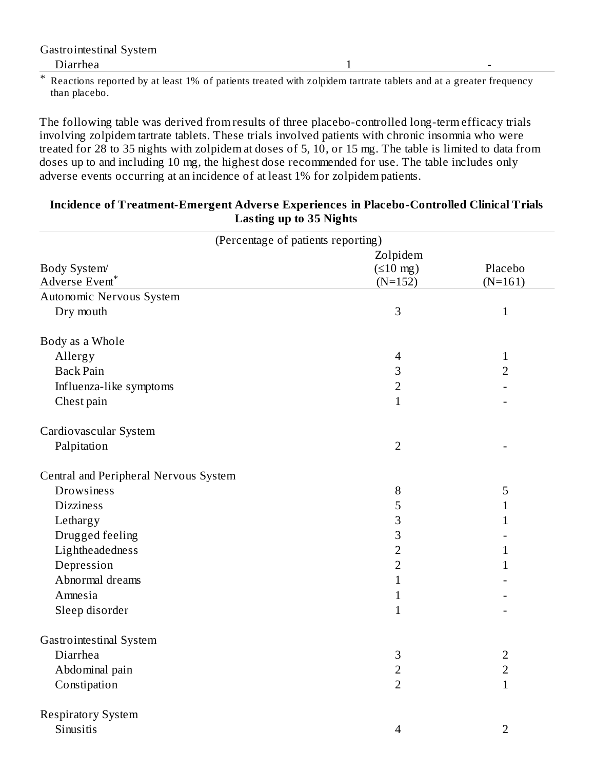| | | |
|---|---|---|
| Gastrointestinal System | | |
| Diarrhea | 1 | - |

* Reactions reported by at least 1% of patients treated with zolpidem tartrate tablets and at a greater frequency than placebo.

The following table was derived from results of three placebo-controlled long-term efficacy trials involving zolpidem tartrate tablets. These trials involved patients with chronic insomnia who were treated for 28 to 35 nights with zolpidem at doses of 5, 10, or 15 mg. The table is limited to data from doses up to and including 10 mg, the highest dose recommended for use. The table includes only adverse events occurring at an incidence of at least 1% for zolpidem patients.

**Incidence of Treatment-Emergent Adverse Experiences in Placebo-Controlled Clinical Trials Lasting up to 35 Nights**

| (Percentage of patients reporting) | | |
|---|---|---|
| Body System/ Adverse Event* | Zolpidem (≤10 mg) (N=152) | Placebo (N=161) |
| Autonomic Nervous System | | |
| Dry mouth | 3 | 1 |
| Body as a Whole | | |
| Allergy | 4 | 1 |
| Back Pain | 3 | 2 |
| Influenza-like symptoms | 2 | - |
| Chest pain | 1 | - |
| Cardiovascular System | | |
| Palpitation | 2 | - |
| Central and Peripheral Nervous System | | |
| Drowsiness | 8 | 5 |
| Dizziness | 5 | 1 |
| Lethargy | 3 | 1 |
| Drugged feeling | 3 | - |
| Lightheadedness | 2 | 1 |
| Depression | 2 | 1 |
| Abnormal dreams | 1 | - |
| Amnesia | 1 | - |
| Sleep disorder | 1 | - |
| Gastrointestinal System | | |
| Diarrhea | 3 | 2 |
| Abdominal pain | 2 | 2 |
| Constipation | 2 | 1 |
| Respiratory System | | |
| Sinusitis | 4 | 2 |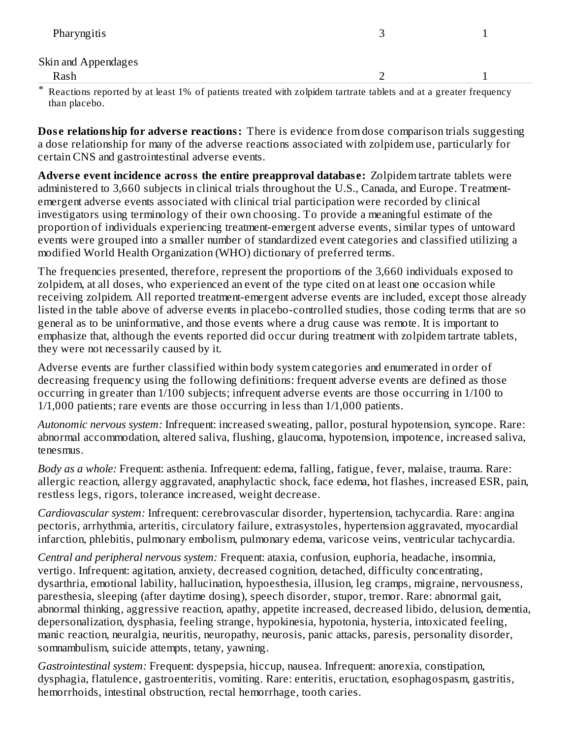| | | |
|---|---|---|
| Pharyngitis | 3 | 1 |
| Skin and Appendages | | |
| Rash | 2 | 1 |

* Reactions reported by at least 1% of patients treated with zolpidem tartrate tablets and at a greater frequency than placebo.

**Dose relationship for adverse reactions:** There is evidence from dose comparison trials suggesting a dose relationship for many of the adverse reactions associated with zolpidem use, particularly for certain CNS and gastrointestinal adverse events.

**Adverse event incidence across the entire preapproval database:** Zolpidem tartrate tablets were administered to 3,660 subjects in clinical trials throughout the U.S., Canada, and Europe. Treatment-emergent adverse events associated with clinical trial participation were recorded by clinical investigators using terminology of their own choosing. To provide a meaningful estimate of the proportion of individuals experiencing treatment-emergent adverse events, similar types of untoward events were grouped into a smaller number of standardized event categories and classified utilizing a modified World Health Organization (WHO) dictionary of preferred terms.

The frequencies presented, therefore, represent the proportions of the 3,660 individuals exposed to zolpidem, at all doses, who experienced an event of the type cited on at least one occasion while receiving zolpidem. All reported treatment-emergent adverse events are included, except those already listed in the table above of adverse events in placebo-controlled studies, those coding terms that are so general as to be uninformative, and those events where a drug cause was remote. It is important to emphasize that, although the events reported did occur during treatment with zolpidem tartrate tablets, they were not necessarily caused by it.

Adverse events are further classified within body system categories and enumerated in order of decreasing frequency using the following definitions: frequent adverse events are defined as those occurring in greater than 1/100 subjects; infrequent adverse events are those occurring in 1/100 to 1/1,000 patients; rare events are those occurring in less than 1/1,000 patients.

*Autonomic nervous system:* Infrequent: increased sweating, pallor, postural hypotension, syncope. Rare: abnormal accommodation, altered saliva, flushing, glaucoma, hypotension, impotence, increased saliva, tenesmus.

*Body as a whole:* Frequent: asthenia. Infrequent: edema, falling, fatigue, fever, malaise, trauma. Rare: allergic reaction, allergy aggravated, anaphylactic shock, face edema, hot flashes, increased ESR, pain, restless legs, rigors, tolerance increased, weight decrease.

*Cardiovascular system:* Infrequent: cerebrovascular disorder, hypertension, tachycardia. Rare: angina pectoris, arrhythmia, arteritis, circulatory failure, extrasystoles, hypertension aggravated, myocardial infarction, phlebitis, pulmonary embolism, pulmonary edema, varicose veins, ventricular tachycardia.

*Central and peripheral nervous system:* Frequent: ataxia, confusion, euphoria, headache, insomnia, vertigo. Infrequent: agitation, anxiety, decreased cognition, detached, difficulty concentrating, dysarthria, emotional lability, hallucination, hypoesthesia, illusion, leg cramps, migraine, nervousness, paresthesia, sleeping (after daytime dosing), speech disorder, stupor, tremor. Rare: abnormal gait, abnormal thinking, aggressive reaction, apathy, appetite increased, decreased libido, delusion, dementia, depersonalization, dysphasia, feeling strange, hypokinesia, hypotonia, hysteria, intoxicated feeling, manic reaction, neuralgia, neuritis, neuropathy, neurosis, panic attacks, paresis, personality disorder, somnambulism, suicide attempts, tetany, yawning.

*Gastrointestinal system:* Frequent: dyspepsia, hiccup, nausea. Infrequent: anorexia, constipation, dysphagia, flatulence, gastroenteritis, vomiting. Rare: enteritis, eructation, esophagospasm, gastritis, hemorrhoids, intestinal obstruction, rectal hemorrhage, tooth caries.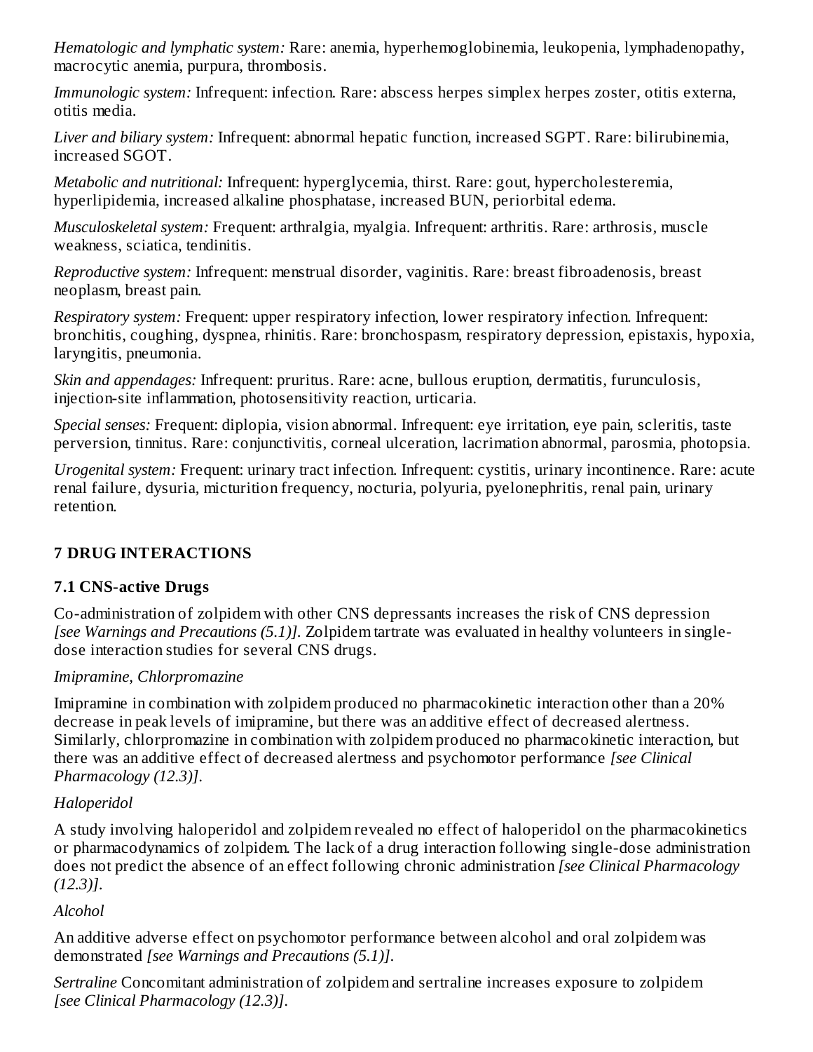*Hematologic and lymphatic system:* Rare: anemia, hyperhemoglobinemia, leukopenia, lymphadenopathy, macrocytic anemia, purpura, thrombosis.

*Immunologic system:* Infrequent: infection. Rare: abscess herpes simplex herpes zoster, otitis externa, otitis media.

*Liver and biliary system:* Infrequent: abnormal hepatic function, increased SGPT. Rare: bilirubinemia, increased SGOT.

*Metabolic and nutritional:* Infrequent: hyperglycemia, thirst. Rare: gout, hypercholesteremia, hyperlipidemia, increased alkaline phosphatase, increased BUN, periorbital edema.

*Musculoskeletal system:* Frequent: arthralgia, myalgia. Infrequent: arthritis. Rare: arthrosis, muscle weakness, sciatica, tendinitis.

*Reproductive system:* Infrequent: menstrual disorder, vaginitis. Rare: breast fibroadenosis, breast neoplasm, breast pain.

*Respiratory system:* Frequent: upper respiratory infection, lower respiratory infection. Infrequent: bronchitis, coughing, dyspnea, rhinitis. Rare: bronchospasm, respiratory depression, epistaxis, hypoxia, laryngitis, pneumonia.

*Skin and appendages:* Infrequent: pruritus. Rare: acne, bullous eruption, dermatitis, furunculosis, injection-site inflammation, photosensitivity reaction, urticaria.

*Special senses:* Frequent: diplopia, vision abnormal. Infrequent: eye irritation, eye pain, scleritis, taste perversion, tinnitus. Rare: conjunctivitis, corneal ulceration, lacrimation abnormal, parosmia, photopsia.

*Urogenital system:* Frequent: urinary tract infection. Infrequent: cystitis, urinary incontinence. Rare: acute renal failure, dysuria, micturition frequency, nocturia, polyuria, pyelonephritis, renal pain, urinary retention.

## 7 DRUG INTERACTIONS

### 7.1 CNS-active Drugs

Co-administration of zolpidem with other CNS depressants increases the risk of CNS depression *[see Warnings and Precautions (5.1)]*. Zolpidem tartrate was evaluated in healthy volunteers in single-dose interaction studies for several CNS drugs.

*Imipramine, Chlorpromazine*

Imipramine in combination with zolpidem produced no pharmacokinetic interaction other than a 20% decrease in peak levels of imipramine, but there was an additive effect of decreased alertness. Similarly, chlorpromazine in combination with zolpidem produced no pharmacokinetic interaction, but there was an additive effect of decreased alertness and psychomotor performance *[see Clinical Pharmacology (12.3)]*.

*Haloperidol*

A study involving haloperidol and zolpidem revealed no effect of haloperidol on the pharmacokinetics or pharmacodynamics of zolpidem. The lack of a drug interaction following single-dose administration does not predict the absence of an effect following chronic administration *[see Clinical Pharmacology (12.3)]*.

*Alcohol*

An additive adverse effect on psychomotor performance between alcohol and oral zolpidem was demonstrated *[see Warnings and Precautions (5.1)]*.

*Sertraline* Concomitant administration of zolpidem and sertraline increases exposure to zolpidem *[see Clinical Pharmacology (12.3)]*.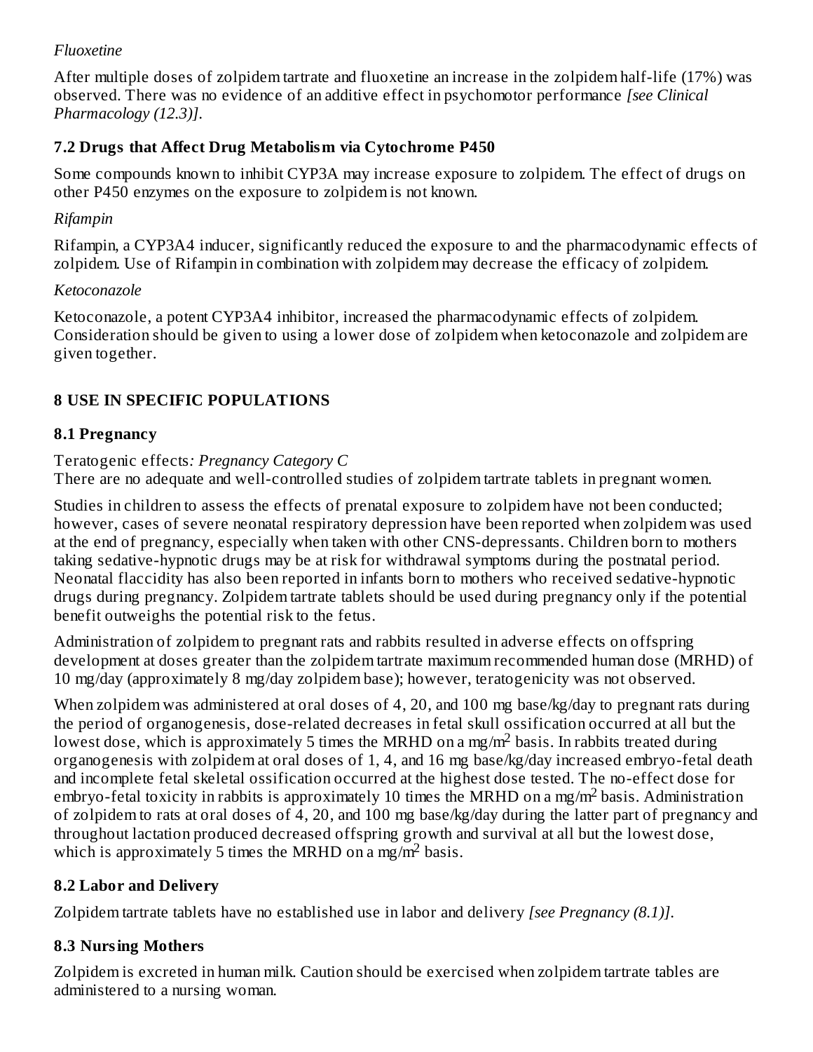*Fluoxetine*

After multiple doses of zolpidem tartrate and fluoxetine an increase in the zolpidem half-life (17%) was observed. There was no evidence of an additive effect in psychomotor performance *[see Clinical Pharmacology (12.3)]*.

### 7.2 Drugs that Affect Drug Metabolism via Cytochrome P450

Some compounds known to inhibit CYP3A may increase exposure to zolpidem. The effect of drugs on other P450 enzymes on the exposure to zolpidem is not known.

*Rifampin*

Rifampin, a CYP3A4 inducer, significantly reduced the exposure to and the pharmacodynamic effects of zolpidem. Use of Rifampin in combination with zolpidem may decrease the efficacy of zolpidem.

*Ketoconazole*

Ketoconazole, a potent CYP3A4 inhibitor, increased the pharmacodynamic effects of zolpidem. Consideration should be given to using a lower dose of zolpidem when ketoconazole and zolpidem are given together.

## 8 USE IN SPECIFIC POPULATIONS

### 8.1 Pregnancy

Teratogenic effects*: Pregnancy Category C*
There are no adequate and well-controlled studies of zolpidem tartrate tablets in pregnant women.

Studies in children to assess the effects of prenatal exposure to zolpidem have not been conducted; however, cases of severe neonatal respiratory depression have been reported when zolpidem was used at the end of pregnancy, especially when taken with other CNS-depressants. Children born to mothers taking sedative-hypnotic drugs may be at risk for withdrawal symptoms during the postnatal period. Neonatal flaccidity has also been reported in infants born to mothers who received sedative-hypnotic drugs during pregnancy. Zolpidem tartrate tablets should be used during pregnancy only if the potential benefit outweighs the potential risk to the fetus.

Administration of zolpidem to pregnant rats and rabbits resulted in adverse effects on offspring development at doses greater than the zolpidem tartrate maximum recommended human dose (MRHD) of 10 mg/day (approximately 8 mg/day zolpidem base); however, teratogenicity was not observed.

When zolpidem was administered at oral doses of 4, 20, and 100 mg base/kg/day to pregnant rats during the period of organogenesis, dose-related decreases in fetal skull ossification occurred at all but the lowest dose, which is approximately 5 times the MRHD on a mg/$m^2$ basis. In rabbits treated during organogenesis with zolpidem at oral doses of 1, 4, and 16 mg base/kg/day increased embryo-fetal death and incomplete fetal skeletal ossification occurred at the highest dose tested. The no-effect dose for embryo-fetal toxicity in rabbits is approximately 10 times the MRHD on a mg/$m^2$ basis. Administration of zolpidem to rats at oral doses of 4, 20, and 100 mg base/kg/day during the latter part of pregnancy and throughout lactation produced decreased offspring growth and survival at all but the lowest dose, which is approximately 5 times the MRHD on a mg/$m^2$ basis.

### 8.2 Labor and Delivery

Zolpidem tartrate tablets have no established use in labor and delivery *[see Pregnancy (8.1)]*.

### 8.3 Nursing Mothers

Zolpidem is excreted in human milk. Caution should be exercised when zolpidem tartrate tables are administered to a nursing woman.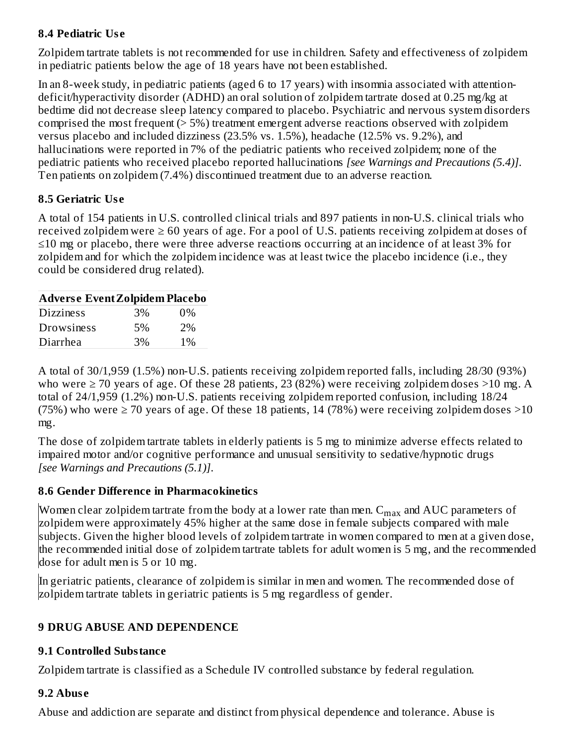### 8.4 Pediatric Use

Zolpidem tartrate tablets is not recommended for use in children. Safety and effectiveness of zolpidem in pediatric patients below the age of 18 years have not been established.

In an 8-week study, in pediatric patients (aged 6 to 17 years) with insomnia associated with attention-deficit/hyperactivity disorder (ADHD) an oral solution of zolpidem tartrate dosed at 0.25 mg/kg at bedtime did not decrease sleep latency compared to placebo. Psychiatric and nervous system disorders comprised the most frequent (> 5%) treatment emergent adverse reactions observed with zolpidem versus placebo and included dizziness (23.5% vs. 1.5%), headache (12.5% vs. 9.2%), and hallucinations were reported in 7% of the pediatric patients who received zolpidem; none of the pediatric patients who received placebo reported hallucinations *[see Warnings and Precautions (5.4)]*. Ten patients on zolpidem (7.4%) discontinued treatment due to an adverse reaction.

### 8.5 Geriatric Use

A total of 154 patients in U.S. controlled clinical trials and 897 patients in non-U.S. clinical trials who received zolpidem were ≥ 60 years of age. For a pool of U.S. patients receiving zolpidem at doses of ≤10 mg or placebo, there were three adverse reactions occurring at an incidence of at least 3% for zolpidem and for which the zolpidem incidence was at least twice the placebo incidence (i.e., they could be considered drug related).

| Adverse Event | Zolpidem | Placebo |
|---|---|---|
| Dizziness | 3% | 0% |
| Drowsiness | 5% | 2% |
| Diarrhea | 3% | 1% |

A total of 30/1,959 (1.5%) non-U.S. patients receiving zolpidem reported falls, including 28/30 (93%) who were ≥ 70 years of age. Of these 28 patients, 23 (82%) were receiving zolpidem doses >10 mg. A total of 24/1,959 (1.2%) non-U.S. patients receiving zolpidem reported confusion, including 18/24 (75%) who were ≥ 70 years of age. Of these 18 patients, 14 (78%) were receiving zolpidem doses >10 mg.

The dose of zolpidem tartrate tablets in elderly patients is 5 mg to minimize adverse effects related to impaired motor and/or cognitive performance and unusual sensitivity to sedative/hypnotic drugs *[see Warnings and Precautions (5.1)]*.

### 8.6 Gender Difference in Pharmacokinetics

Women clear zolpidem tartrate from the body at a lower rate than men. $C_{max}$ and AUC parameters of zolpidem were approximately 45% higher at the same dose in female subjects compared with male subjects. Given the higher blood levels of zolpidem tartrate in women compared to men at a given dose, the recommended initial dose of zolpidem tartrate tablets for adult women is 5 mg, and the recommended dose for adult men is 5 or 10 mg.

In geriatric patients, clearance of zolpidem is similar in men and women. The recommended dose of zolpidem tartrate tablets in geriatric patients is 5 mg regardless of gender.

## 9 DRUG ABUSE AND DEPENDENCE

### 9.1 Controlled Substance

Zolpidem tartrate is classified as a Schedule IV controlled substance by federal regulation.

### 9.2 Abuse

Abuse and addiction are separate and distinct from physical dependence and tolerance. Abuse is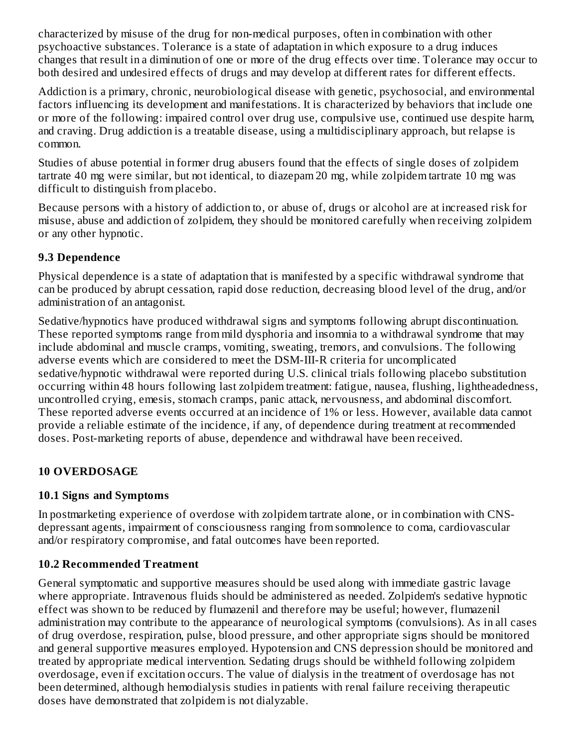characterized by misuse of the drug for non-medical purposes, often in combination with other psychoactive substances. Tolerance is a state of adaptation in which exposure to a drug induces changes that result in a diminution of one or more of the drug effects over time. Tolerance may occur to both desired and undesired effects of drugs and may develop at different rates for different effects.

Addiction is a primary, chronic, neurobiological disease with genetic, psychosocial, and environmental factors influencing its development and manifestations. It is characterized by behaviors that include one or more of the following: impaired control over drug use, compulsive use, continued use despite harm, and craving. Drug addiction is a treatable disease, using a multidisciplinary approach, but relapse is common.

Studies of abuse potential in former drug abusers found that the effects of single doses of zolpidem tartrate 40 mg were similar, but not identical, to diazepam 20 mg, while zolpidem tartrate 10 mg was difficult to distinguish from placebo.

Because persons with a history of addiction to, or abuse of, drugs or alcohol are at increased risk for misuse, abuse and addiction of zolpidem, they should be monitored carefully when receiving zolpidem or any other hypnotic.

### 9.3 Dependence

Physical dependence is a state of adaptation that is manifested by a specific withdrawal syndrome that can be produced by abrupt cessation, rapid dose reduction, decreasing blood level of the drug, and/or administration of an antagonist.

Sedative/hypnotics have produced withdrawal signs and symptoms following abrupt discontinuation. These reported symptoms range from mild dysphoria and insomnia to a withdrawal syndrome that may include abdominal and muscle cramps, vomiting, sweating, tremors, and convulsions. The following adverse events which are considered to meet the DSM-III-R criteria for uncomplicated sedative/hypnotic withdrawal were reported during U.S. clinical trials following placebo substitution occurring within 48 hours following last zolpidem treatment: fatigue, nausea, flushing, lightheadedness, uncontrolled crying, emesis, stomach cramps, panic attack, nervousness, and abdominal discomfort. These reported adverse events occurred at an incidence of 1% or less. However, available data cannot provide a reliable estimate of the incidence, if any, of dependence during treatment at recommended doses. Post-marketing reports of abuse, dependence and withdrawal have been received.

## 10 OVERDOSAGE

### 10.1 Signs and Symptoms

In postmarketing experience of overdose with zolpidem tartrate alone, or in combination with CNS-depressant agents, impairment of consciousness ranging from somnolence to coma, cardiovascular and/or respiratory compromise, and fatal outcomes have been reported.

### 10.2 Recommended Treatment

General symptomatic and supportive measures should be used along with immediate gastric lavage where appropriate. Intravenous fluids should be administered as needed. Zolpidem's sedative hypnotic effect was shown to be reduced by flumazenil and therefore may be useful; however, flumazenil administration may contribute to the appearance of neurological symptoms (convulsions). As in all cases of drug overdose, respiration, pulse, blood pressure, and other appropriate signs should be monitored and general supportive measures employed. Hypotension and CNS depression should be monitored and treated by appropriate medical intervention. Sedating drugs should be withheld following zolpidem overdosage, even if excitation occurs. The value of dialysis in the treatment of overdosage has not been determined, although hemodialysis studies in patients with renal failure receiving therapeutic doses have demonstrated that zolpidem is not dialyzable.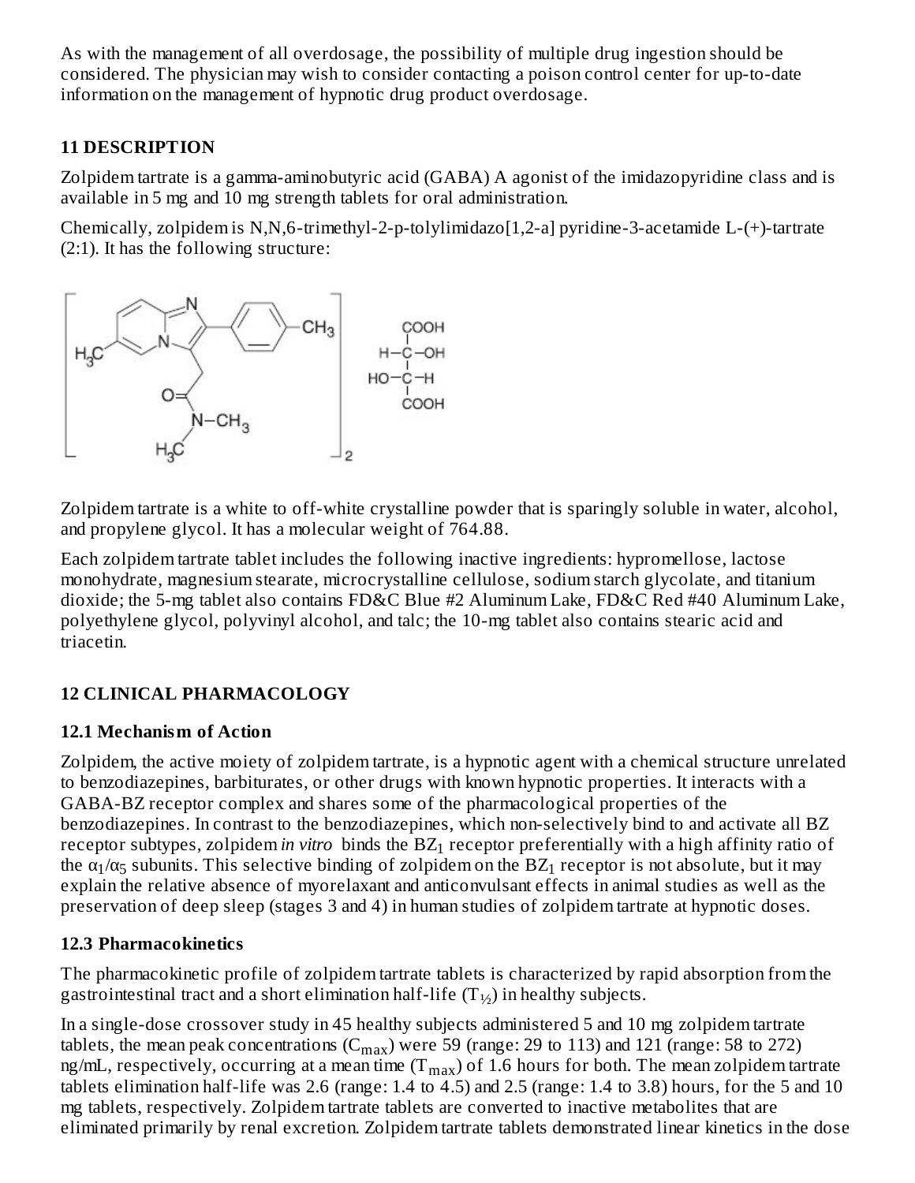As with the management of all overdosage, the possibility of multiple drug ingestion should be considered. The physician may wish to consider contacting a poison control center for up-to-date information on the management of hypnotic drug product overdosage.

## 11 DESCRIPTION

Zolpidem tartrate is a gamma-aminobutyric acid (GABA) A agonist of the imidazopyridine class and is available in 5 mg and 10 mg strength tablets for oral administration.

Chemically, zolpidem is N,N,6-trimethyl-2-p-tolylimidazo[1,2-a] pyridine-3-acetamide L-(+)-tartrate (2:1). It has the following structure:

Zolpidem tartrate is a white to off-white crystalline powder that is sparingly soluble in water, alcohol, and propylene glycol. It has a molecular weight of 764.88.

Each zolpidem tartrate tablet includes the following inactive ingredients: hypromellose, lactose monohydrate, magnesium stearate, microcrystalline cellulose, sodium starch glycolate, and titanium dioxide; the 5-mg tablet also contains FD&C Blue #2 Aluminum Lake, FD&C Red #40 Aluminum Lake, polyethylene glycol, polyvinyl alcohol, and talc; the 10-mg tablet also contains stearic acid and triacetin.

## 12 CLINICAL PHARMACOLOGY

### 12.1 Mechanism of Action

Zolpidem, the active moiety of zolpidem tartrate, is a hypnotic agent with a chemical structure unrelated to benzodiazepines, barbiturates, or other drugs with known hypnotic properties. It interacts with a GABA-BZ receptor complex and shares some of the pharmacological properties of the benzodiazepines. In contrast to the benzodiazepines, which non-selectively bind to and activate all BZ receptor subtypes, zolpidem *in vitro* binds the $BZ_1$ receptor preferentially with a high affinity ratio of the $\alpha_1/\alpha_5$ subunits. This selective binding of zolpidem on the $BZ_1$ receptor is not absolute, but it may explain the relative absence of myorelaxant and anticonvulsant effects in animal studies as well as the preservation of deep sleep (stages 3 and 4) in human studies of zolpidem tartrate at hypnotic doses.

### 12.3 Pharmacokinetics

The pharmacokinetic profile of zolpidem tartrate tablets is characterized by rapid absorption from the gastrointestinal tract and a short elimination half-life ($T_{½}$) in healthy subjects.

In a single-dose crossover study in 45 healthy subjects administered 5 and 10 mg zolpidem tartrate tablets, the mean peak concentrations ($C_{max}$) were 59 (range: 29 to 113) and 121 (range: 58 to 272) ng/mL, respectively, occurring at a mean time ($T_{max}$) of 1.6 hours for both. The mean zolpidem tartrate tablets elimination half-life was 2.6 (range: 1.4 to 4.5) and 2.5 (range: 1.4 to 3.8) hours, for the 5 and 10 mg tablets, respectively. Zolpidem tartrate tablets are converted to inactive metabolites that are eliminated primarily by renal excretion. Zolpidem tartrate tablets demonstrated linear kinetics in the dose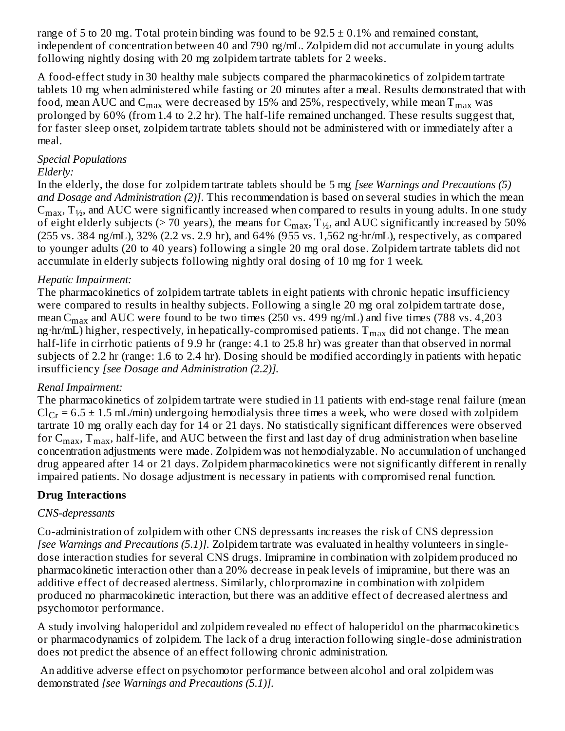range of 5 to 20 mg. Total protein binding was found to be 92.5 ± 0.1% and remained constant, independent of concentration between 40 and 790 ng/mL. Zolpidem did not accumulate in young adults following nightly dosing with 20 mg zolpidem tartrate tablets for 2 weeks.

A food-effect study in 30 healthy male subjects compared the pharmacokinetics of zolpidem tartrate tablets 10 mg when administered while fasting or 20 minutes after a meal. Results demonstrated that with food, mean AUC and $C_{max}$ were decreased by 15% and 25%, respectively, while mean $T_{max}$ was prolonged by 60% (from 1.4 to 2.2 hr). The half-life remained unchanged. These results suggest that, for faster sleep onset, zolpidem tartrate tablets should not be administered with or immediately after a meal.

*Special Populations*

*Elderly:*

In the elderly, the dose for zolpidem tartrate tablets should be 5 mg *[see Warnings and Precautions (5) and Dosage and Administration (2)]*. This recommendation is based on several studies in which the mean $C_{max}$, $T_{½}$, and AUC were significantly increased when compared to results in young adults. In one study of eight elderly subjects (> 70 years), the means for $C_{max}$, $T_{½}$, and AUC significantly increased by 50% (255 vs. 384 ng/mL), 32% (2.2 vs. 2.9 hr), and 64% (955 vs. 1,562 ng·hr/mL), respectively, as compared to younger adults (20 to 40 years) following a single 20 mg oral dose. Zolpidem tartrate tablets did not accumulate in elderly subjects following nightly oral dosing of 10 mg for 1 week.

*Hepatic Impairment:*

The pharmacokinetics of zolpidem tartrate tablets in eight patients with chronic hepatic insufficiency were compared to results in healthy subjects. Following a single 20 mg oral zolpidem tartrate dose, mean $C_{max}$ and AUC were found to be two times (250 vs. 499 ng/mL) and five times (788 vs. 4,203 ng·hr/mL) higher, respectively, in hepatically-compromised patients. $T_{max}$ did not change. The mean half-life in cirrhotic patients of 9.9 hr (range: 4.1 to 25.8 hr) was greater than that observed in normal subjects of 2.2 hr (range: 1.6 to 2.4 hr). Dosing should be modified accordingly in patients with hepatic insufficiency *[see Dosage and Administration (2.2)]*.

*Renal Impairment:*

The pharmacokinetics of zolpidem tartrate were studied in 11 patients with end-stage renal failure (mean $Cl_{Cr}$ = 6.5 ± 1.5 mL/min) undergoing hemodialysis three times a week, who were dosed with zolpidem tartrate 10 mg orally each day for 14 or 21 days. No statistically significant differences were observed for $C_{max}$, $T_{max}$, half-life, and AUC between the first and last day of drug administration when baseline concentration adjustments were made. Zolpidem was not hemodialyzable. No accumulation of unchanged drug appeared after 14 or 21 days. Zolpidem pharmacokinetics were not significantly different in renally impaired patients. No dosage adjustment is necessary in patients with compromised renal function.

**Drug Interactions**

*CNS-depressants*

Co-administration of zolpidem with other CNS depressants increases the risk of CNS depression *[see Warnings and Precautions (5.1)]*. Zolpidem tartrate was evaluated in healthy volunteers in single-dose interaction studies for several CNS drugs. Imipramine in combination with zolpidem produced no pharmacokinetic interaction other than a 20% decrease in peak levels of imipramine, but there was an additive effect of decreased alertness. Similarly, chlorpromazine in combination with zolpidem produced no pharmacokinetic interaction, but there was an additive effect of decreased alertness and psychomotor performance.

A study involving haloperidol and zolpidem revealed no effect of haloperidol on the pharmacokinetics or pharmacodynamics of zolpidem. The lack of a drug interaction following single-dose administration does not predict the absence of an effect following chronic administration.

An additive adverse effect on psychomotor performance between alcohol and oral zolpidem was demonstrated *[see Warnings and Precautions (5.1)]*.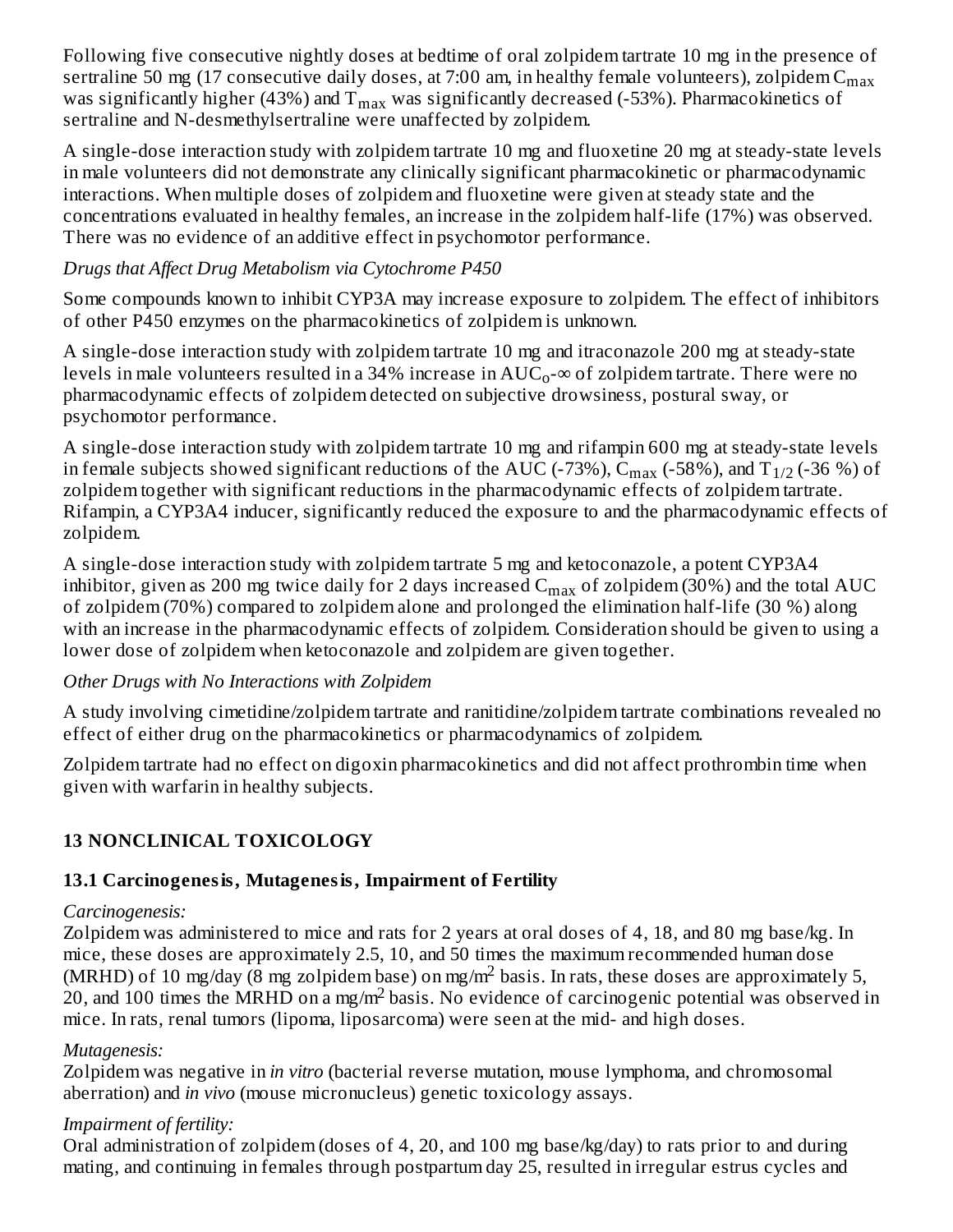Following five consecutive nightly doses at bedtime of oral zolpidem tartrate 10 mg in the presence of sertraline 50 mg (17 consecutive daily doses, at 7:00 am, in healthy female volunteers), zolpidem $C_{max}$ was significantly higher (43%) and $T_{max}$ was significantly decreased (-53%). Pharmacokinetics of sertraline and N-desmethylsertraline were unaffected by zolpidem.

A single-dose interaction study with zolpidem tartrate 10 mg and fluoxetine 20 mg at steady-state levels in male volunteers did not demonstrate any clinically significant pharmacokinetic or pharmacodynamic interactions. When multiple doses of zolpidem and fluoxetine were given at steady state and the concentrations evaluated in healthy females, an increase in the zolpidem half-life (17%) was observed. There was no evidence of an additive effect in psychomotor performance.

*Drugs that Affect Drug Metabolism via Cytochrome P450*

Some compounds known to inhibit CYP3A may increase exposure to zolpidem. The effect of inhibitors of other P450 enzymes on the pharmacokinetics of zolpidem is unknown.

A single-dose interaction study with zolpidem tartrate 10 mg and itraconazole 200 mg at steady-state levels in male volunteers resulted in a 34% increase in $AUC_{0-\infty}$ of zolpidem tartrate. There were no pharmacodynamic effects of zolpidem detected on subjective drowsiness, postural sway, or psychomotor performance.

A single-dose interaction study with zolpidem tartrate 10 mg and rifampin 600 mg at steady-state levels in female subjects showed significant reductions of the AUC (-73%), $C_{max}$ (-58%), and $T_{1/2}$ (-36 %) of zolpidem together with significant reductions in the pharmacodynamic effects of zolpidem tartrate. Rifampin, a CYP3A4 inducer, significantly reduced the exposure to and the pharmacodynamic effects of zolpidem.

A single-dose interaction study with zolpidem tartrate 5 mg and ketoconazole, a potent CYP3A4 inhibitor, given as 200 mg twice daily for 2 days increased $C_{max}$ of zolpidem (30%) and the total AUC of zolpidem (70%) compared to zolpidem alone and prolonged the elimination half-life (30 %) along with an increase in the pharmacodynamic effects of zolpidem. Consideration should be given to using a lower dose of zolpidem when ketoconazole and zolpidem are given together.

*Other Drugs with No Interactions with Zolpidem*

A study involving cimetidine/zolpidem tartrate and ranitidine/zolpidem tartrate combinations revealed no effect of either drug on the pharmacokinetics or pharmacodynamics of zolpidem.

Zolpidem tartrate had no effect on digoxin pharmacokinetics and did not affect prothrombin time when given with warfarin in healthy subjects.

## 13 NONCLINICAL TOXICOLOGY

### 13.1 Carcinogenesis, Mutagenesis, Impairment of Fertility

*Carcinogenesis:*
Zolpidem was administered to mice and rats for 2 years at oral doses of 4, 18, and 80 mg base/kg. In mice, these doses are approximately 2.5, 10, and 50 times the maximum recommended human dose (MRHD) of 10 mg/day (8 mg zolpidem base) on mg/$m^2$ basis. In rats, these doses are approximately 5, 20, and 100 times the MRHD on a mg/$m^2$ basis. No evidence of carcinogenic potential was observed in mice. In rats, renal tumors (lipoma, liposarcoma) were seen at the mid- and high doses.

*Mutagenesis:*
Zolpidem was negative in *in vitro* (bacterial reverse mutation, mouse lymphoma, and chromosomal aberration) and *in vivo* (mouse micronucleus) genetic toxicology assays.

*Impairment of fertility:*
Oral administration of zolpidem (doses of 4, 20, and 100 mg base/kg/day) to rats prior to and during mating, and continuing in females through postpartum day 25, resulted in irregular estrus cycles and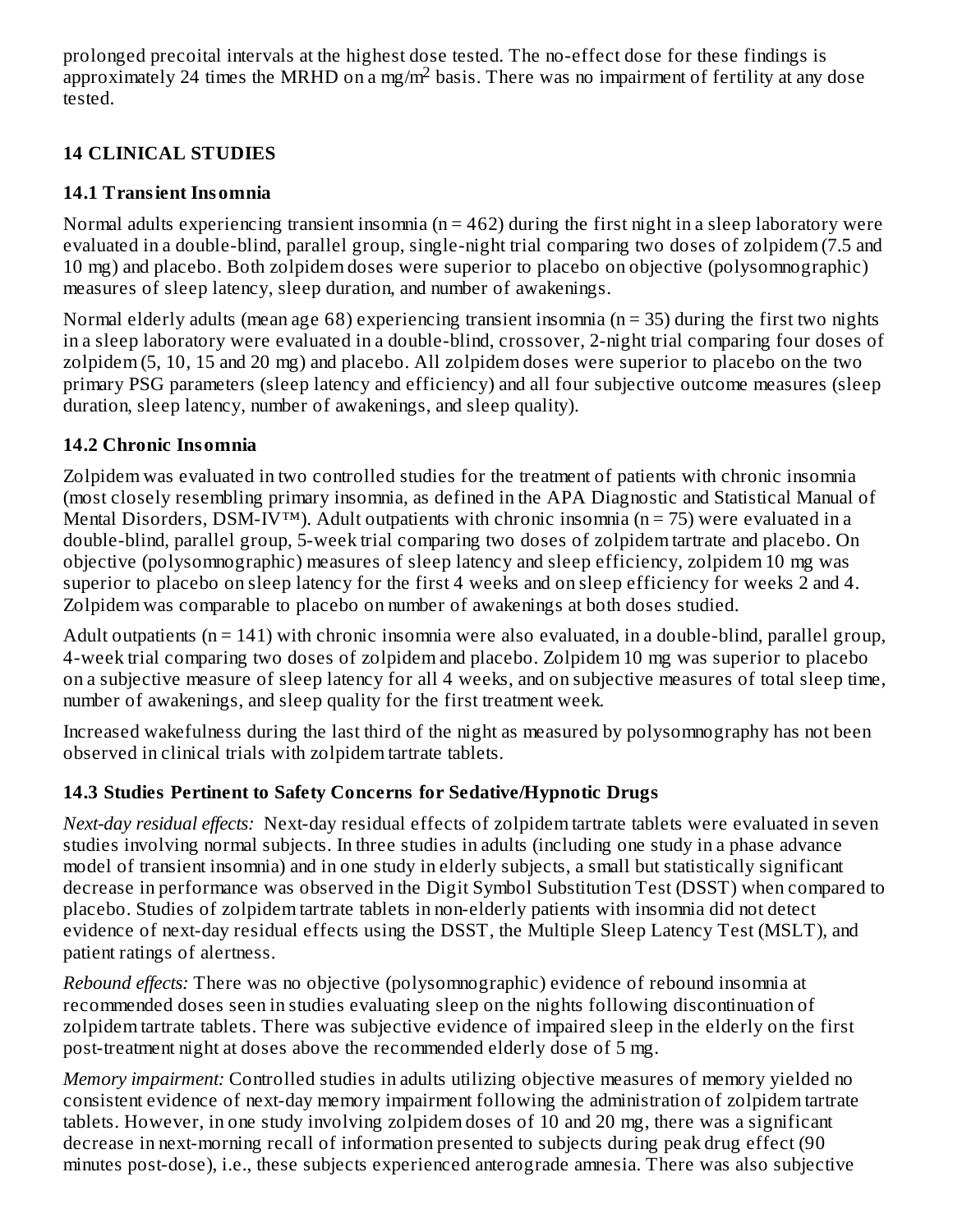prolonged precoital intervals at the highest dose tested. The no-effect dose for these findings is approximately 24 times the MRHD on a mg/m$^2$ basis. There was no impairment of fertility at any dose tested.

## 14 CLINICAL STUDIES

### 14.1 Transient Insomnia

Normal adults experiencing transient insomnia (n = 462) during the first night in a sleep laboratory were evaluated in a double-blind, parallel group, single-night trial comparing two doses of zolpidem (7.5 and 10 mg) and placebo. Both zolpidem doses were superior to placebo on objective (polysomnographic) measures of sleep latency, sleep duration, and number of awakenings.

Normal elderly adults (mean age 68) experiencing transient insomnia (n = 35) during the first two nights in a sleep laboratory were evaluated in a double-blind, crossover, 2-night trial comparing four doses of zolpidem (5, 10, 15 and 20 mg) and placebo. All zolpidem doses were superior to placebo on the two primary PSG parameters (sleep latency and efficiency) and all four subjective outcome measures (sleep duration, sleep latency, number of awakenings, and sleep quality).

### 14.2 Chronic Insomnia

Zolpidem was evaluated in two controlled studies for the treatment of patients with chronic insomnia (most closely resembling primary insomnia, as defined in the APA Diagnostic and Statistical Manual of Mental Disorders, DSM-IV™). Adult outpatients with chronic insomnia (n = 75) were evaluated in a double-blind, parallel group, 5-week trial comparing two doses of zolpidem tartrate and placebo. On objective (polysomnographic) measures of sleep latency and sleep efficiency, zolpidem 10 mg was superior to placebo on sleep latency for the first 4 weeks and on sleep efficiency for weeks 2 and 4. Zolpidem was comparable to placebo on number of awakenings at both doses studied.

Adult outpatients (n = 141) with chronic insomnia were also evaluated, in a double-blind, parallel group, 4-week trial comparing two doses of zolpidem and placebo. Zolpidem 10 mg was superior to placebo on a subjective measure of sleep latency for all 4 weeks, and on subjective measures of total sleep time, number of awakenings, and sleep quality for the first treatment week.

Increased wakefulness during the last third of the night as measured by polysomnography has not been observed in clinical trials with zolpidem tartrate tablets.

### 14.3 Studies Pertinent to Safety Concerns for Sedative/Hypnotic Drugs

*Next-day residual effects:* Next-day residual effects of zolpidem tartrate tablets were evaluated in seven studies involving normal subjects. In three studies in adults (including one study in a phase advance model of transient insomnia) and in one study in elderly subjects, a small but statistically significant decrease in performance was observed in the Digit Symbol Substitution Test (DSST) when compared to placebo. Studies of zolpidem tartrate tablets in non-elderly patients with insomnia did not detect evidence of next-day residual effects using the DSST, the Multiple Sleep Latency Test (MSLT), and patient ratings of alertness.

*Rebound effects:* There was no objective (polysomnographic) evidence of rebound insomnia at recommended doses seen in studies evaluating sleep on the nights following discontinuation of zolpidem tartrate tablets. There was subjective evidence of impaired sleep in the elderly on the first post-treatment night at doses above the recommended elderly dose of 5 mg.

*Memory impairment:* Controlled studies in adults utilizing objective measures of memory yielded no consistent evidence of next-day memory impairment following the administration of zolpidem tartrate tablets. However, in one study involving zolpidem doses of 10 and 20 mg, there was a significant decrease in next-morning recall of information presented to subjects during peak drug effect (90 minutes post-dose), i.e., these subjects experienced anterograde amnesia. There was also subjective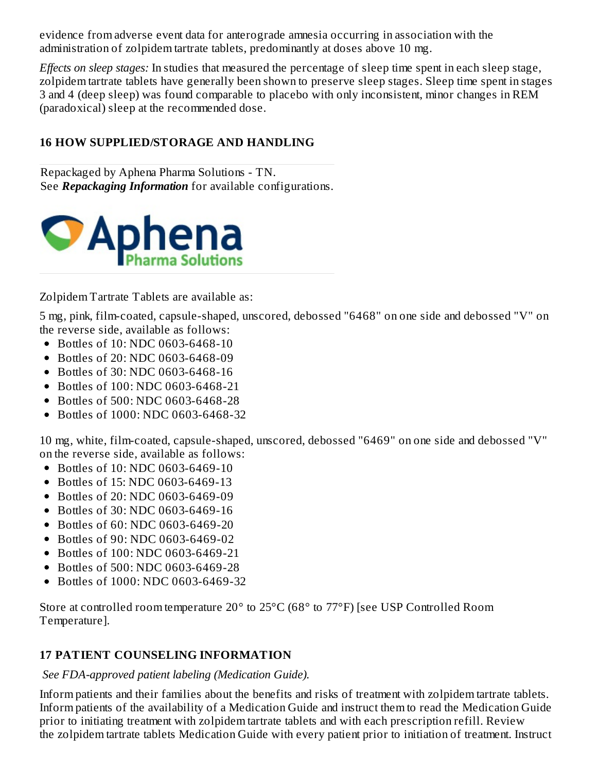evidence from adverse event data for anterograde amnesia occurring in association with the administration of zolpidem tartrate tablets, predominantly at doses above 10 mg.

*Effects on sleep stages:* In studies that measured the percentage of sleep time spent in each sleep stage, zolpidem tartrate tablets have generally been shown to preserve sleep stages. Sleep time spent in stages 3 and 4 (deep sleep) was found comparable to placebo with only inconsistent, minor changes in REM (paradoxical) sleep at the recommended dose.

## 16 HOW SUPPLIED/STORAGE AND HANDLING

Repackaged by Aphena Pharma Solutions - TN.
See ***Repackaging Information*** for available configurations.

Zolpidem Tartrate Tablets are available as:

5 mg, pink, film-coated, capsule-shaped, unscored, debossed "6468" on one side and debossed "V" on the reverse side, available as follows:

- Bottles of 10: NDC 0603-6468-10
- Bottles of 20: NDC 0603-6468-09
- Bottles of 30: NDC 0603-6468-16
- Bottles of 100: NDC 0603-6468-21
- Bottles of 500: NDC 0603-6468-28
- Bottles of 1000: NDC 0603-6468-32

10 mg, white, film-coated, capsule-shaped, unscored, debossed "6469" on one side and debossed "V" on the reverse side, available as follows:

- Bottles of 10: NDC 0603-6469-10
- Bottles of 15: NDC 0603-6469-13
- Bottles of 20: NDC 0603-6469-09
- Bottles of 30: NDC 0603-6469-16
- Bottles of 60: NDC 0603-6469-20
- Bottles of 90: NDC 0603-6469-02
- Bottles of 100: NDC 0603-6469-21
- Bottles of 500: NDC 0603-6469-28
- Bottles of 1000: NDC 0603-6469-32

Store at controlled room temperature 20° to 25°C (68° to 77°F) [see USP Controlled Room Temperature].

## 17 PATIENT COUNSELING INFORMATION

*See FDA-approved patient labeling (Medication Guide).*

Inform patients and their families about the benefits and risks of treatment with zolpidem tartrate tablets. Inform patients of the availability of a Medication Guide and instruct them to read the Medication Guide prior to initiating treatment with zolpidem tartrate tablets and with each prescription refill. Review the zolpidem tartrate tablets Medication Guide with every patient prior to initiation of treatment. Instruct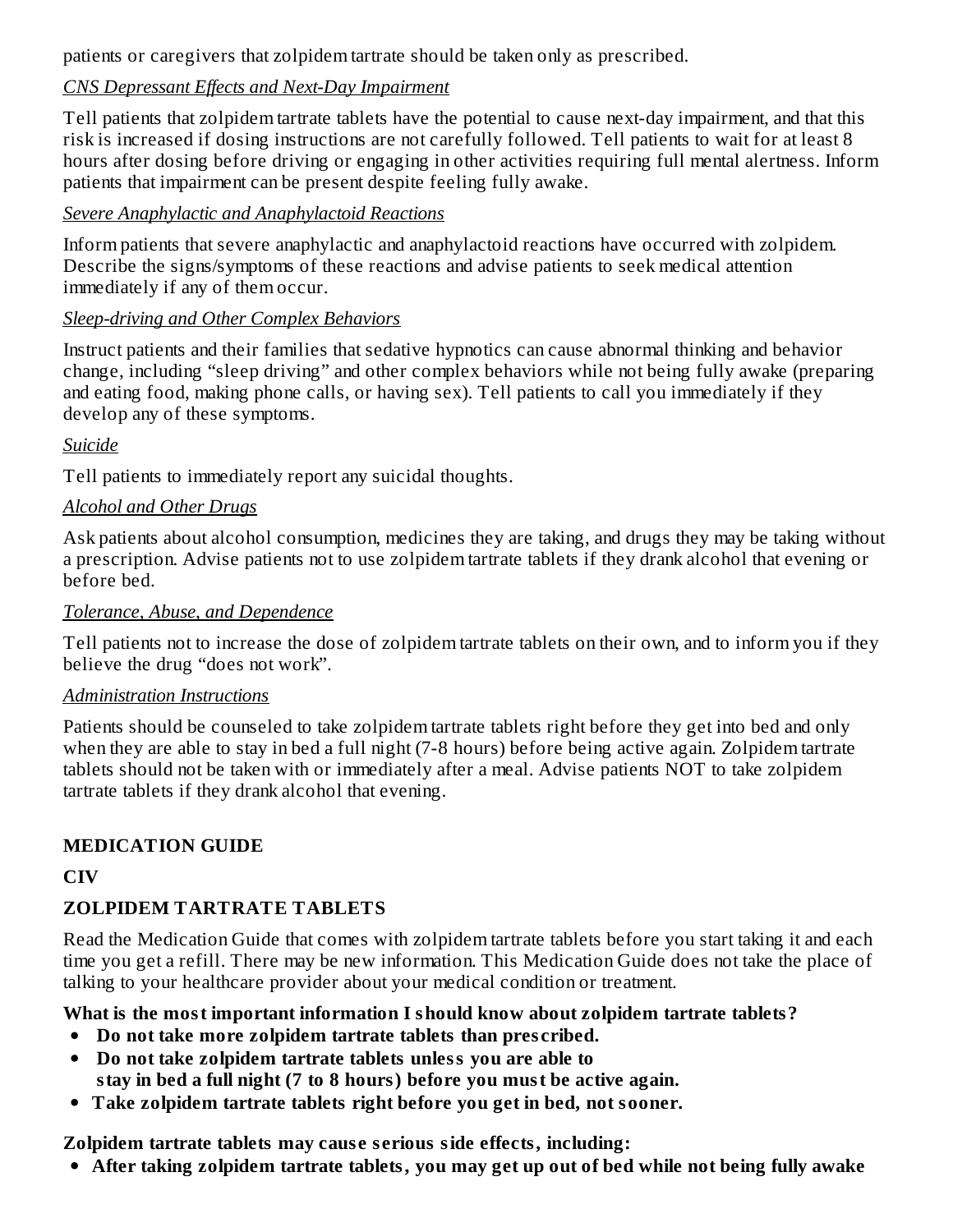patients or caregivers that zolpidem tartrate should be taken only as prescribed.

*CNS Depressant Effects and Next-Day Impairment*

Tell patients that zolpidem tartrate tablets have the potential to cause next-day impairment, and that this risk is increased if dosing instructions are not carefully followed. Tell patients to wait for at least 8 hours after dosing before driving or engaging in other activities requiring full mental alertness. Inform patients that impairment can be present despite feeling fully awake.

*Severe Anaphylactic and Anaphylactoid Reactions*

Inform patients that severe anaphylactic and anaphylactoid reactions have occurred with zolpidem. Describe the signs/symptoms of these reactions and advise patients to seek medical attention immediately if any of them occur.

*Sleep-driving and Other Complex Behaviors*

Instruct patients and their families that sedative hypnotics can cause abnormal thinking and behavior change, including "sleep driving" and other complex behaviors while not being fully awake (preparing and eating food, making phone calls, or having sex). Tell patients to call you immediately if they develop any of these symptoms.

*Suicide*

Tell patients to immediately report any suicidal thoughts.

*Alcohol and Other Drugs*

Ask patients about alcohol consumption, medicines they are taking, and drugs they may be taking without a prescription. Advise patients not to use zolpidem tartrate tablets if they drank alcohol that evening or before bed.

*Tolerance, Abuse, and Dependence*

Tell patients not to increase the dose of zolpidem tartrate tablets on their own, and to inform you if they believe the drug "does not work".

*Administration Instructions*

Patients should be counseled to take zolpidem tartrate tablets right before they get into bed and only when they are able to stay in bed a full night (7-8 hours) before being active again. Zolpidem tartrate tablets should not be taken with or immediately after a meal. Advise patients NOT to take zolpidem tartrate tablets if they drank alcohol that evening.

**MEDICATION GUIDE**

**CIV**

**ZOLPIDEM TARTRATE TABLETS**

Read the Medication Guide that comes with zolpidem tartrate tablets before you start taking it and each time you get a refill. There may be new information. This Medication Guide does not take the place of talking to your healthcare provider about your medical condition or treatment.

**What is the most important information I should know about zolpidem tartrate tablets?**

- **Do not take more zolpidem tartrate tablets than prescribed.**
- **Do not take zolpidem tartrate tablets unless you are able to stay in bed a full night (7 to 8 hours) before you must be active again.**
- **Take zolpidem tartrate tablets right before you get in bed, not sooner.**

**Zolpidem tartrate tablets may cause serious side effects, including:**

- **After taking zolpidem tartrate tablets, you may get up out of bed while not being fully awake**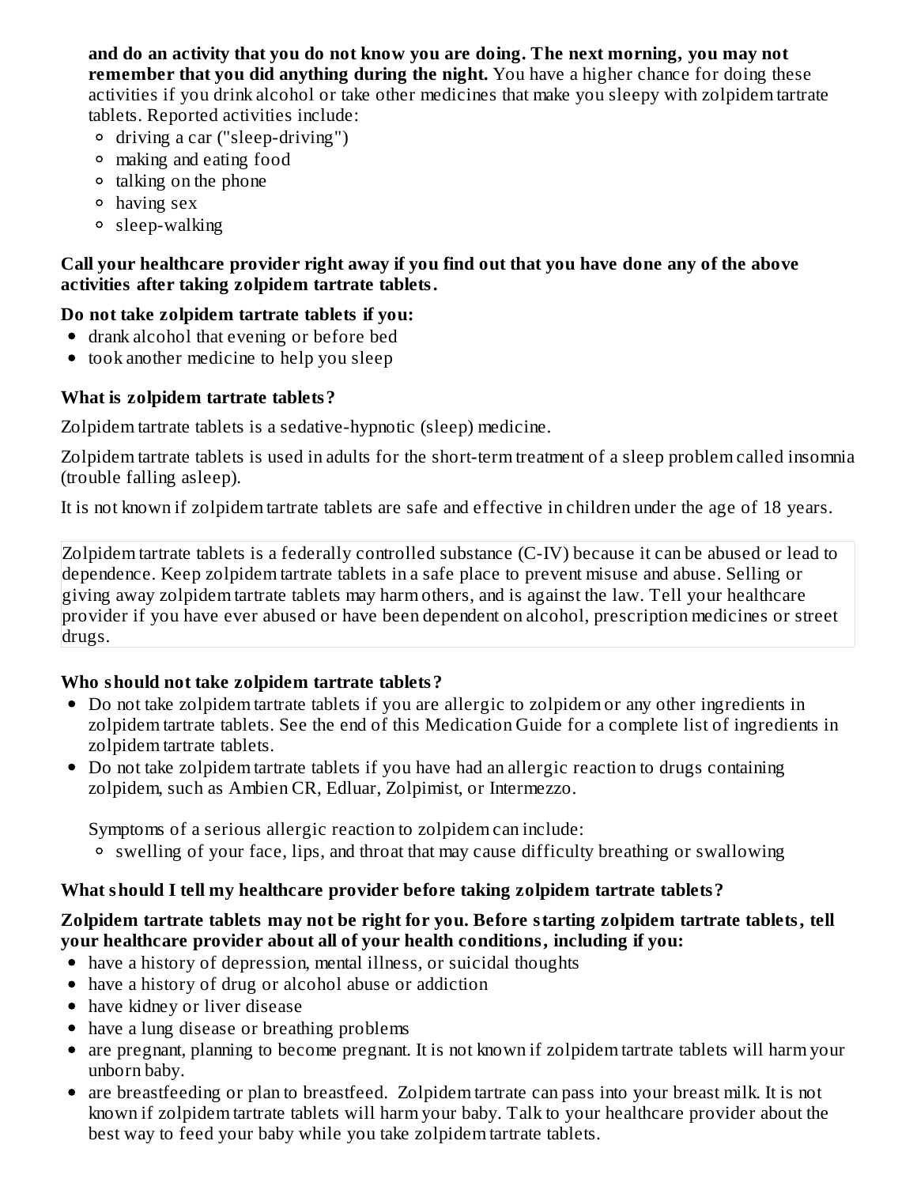**and do an activity that you do not know you are doing. The next morning, you may not remember that you did anything during the night.** You have a higher chance for doing these activities if you drink alcohol or take other medicines that make you sleepy with zolpidem tartrate tablets. Reported activities include:

- driving a car ("sleep-driving")
- making and eating food
- talking on the phone
- having sex
- sleep-walking

**Call your healthcare provider right away if you find out that you have done any of the above activities after taking zolpidem tartrate tablets.**

**Do not take zolpidem tartrate tablets if you:**

- drank alcohol that evening or before bed
- took another medicine to help you sleep

### What is zolpidem tartrate tablets?

Zolpidem tartrate tablets is a sedative-hypnotic (sleep) medicine.

Zolpidem tartrate tablets is used in adults for the short-term treatment of a sleep problem called insomnia (trouble falling asleep).

It is not known if zolpidem tartrate tablets are safe and effective in children under the age of 18 years.

Zolpidem tartrate tablets is a federally controlled substance (C-IV) because it can be abused or lead to dependence. Keep zolpidem tartrate tablets in a safe place to prevent misuse and abuse. Selling or giving away zolpidem tartrate tablets may harm others, and is against the law. Tell your healthcare provider if you have ever abused or have been dependent on alcohol, prescription medicines or street drugs.

### Who should not take zolpidem tartrate tablets?

- Do not take zolpidem tartrate tablets if you are allergic to zolpidem or any other ingredients in zolpidem tartrate tablets. See the end of this Medication Guide for a complete list of ingredients in zolpidem tartrate tablets.
- Do not take zolpidem tartrate tablets if you have had an allergic reaction to drugs containing zolpidem, such as Ambien CR, Edluar, Zolpimist, or Intermezzo.

  Symptoms of a serious allergic reaction to zolpidem can include:
  - swelling of your face, lips, and throat that may cause difficulty breathing or swallowing

### What should I tell my healthcare provider before taking zolpidem tartrate tablets?

**Zolpidem tartrate tablets may not be right for you. Before starting zolpidem tartrate tablets, tell your healthcare provider about all of your health conditions, including if you:**

- have a history of depression, mental illness, or suicidal thoughts
- have a history of drug or alcohol abuse or addiction
- have kidney or liver disease
- have a lung disease or breathing problems
- are pregnant, planning to become pregnant. It is not known if zolpidem tartrate tablets will harm your unborn baby.
- are breastfeeding or plan to breastfeed. Zolpidem tartrate can pass into your breast milk. It is not known if zolpidem tartrate tablets will harm your baby. Talk to your healthcare provider about the best way to feed your baby while you take zolpidem tartrate tablets.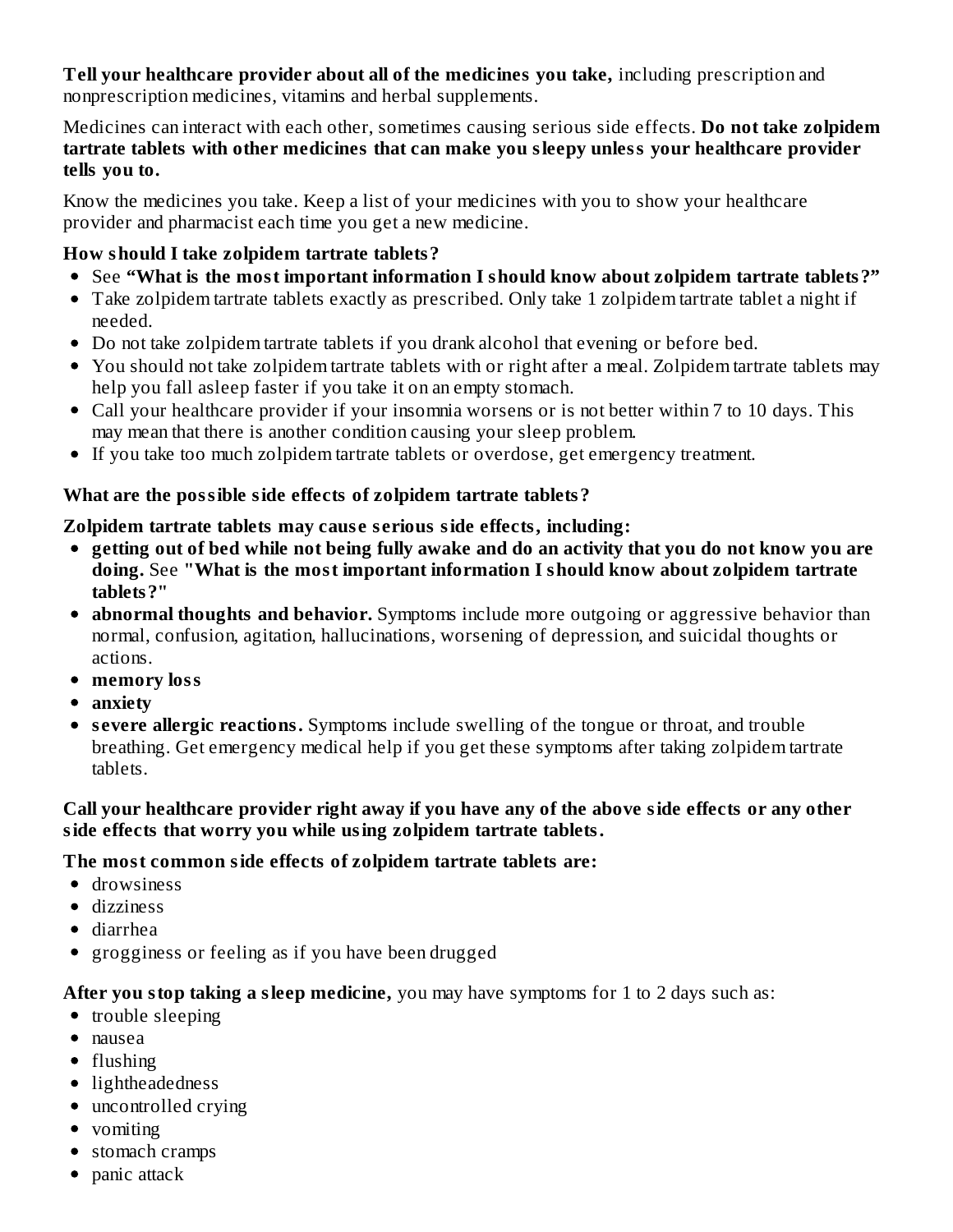**Tell your healthcare provider about all of the medicines you take,** including prescription and nonprescription medicines, vitamins and herbal supplements.

Medicines can interact with each other, sometimes causing serious side effects. **Do not take zolpidem tartrate tablets with other medicines that can make you sleepy unless your healthcare provider tells you to.**

Know the medicines you take. Keep a list of your medicines with you to show your healthcare provider and pharmacist each time you get a new medicine.

**How should I take zolpidem tartrate tablets?**

- See **"What is the most important information I should know about zolpidem tartrate tablets?"**
- Take zolpidem tartrate tablets exactly as prescribed. Only take 1 zolpidem tartrate tablet a night if needed.
- Do not take zolpidem tartrate tablets if you drank alcohol that evening or before bed.
- You should not take zolpidem tartrate tablets with or right after a meal. Zolpidem tartrate tablets may help you fall asleep faster if you take it on an empty stomach.
- Call your healthcare provider if your insomnia worsens or is not better within 7 to 10 days. This may mean that there is another condition causing your sleep problem.
- If you take too much zolpidem tartrate tablets or overdose, get emergency treatment.

**What are the possible side effects of zolpidem tartrate tablets?**

**Zolpidem tartrate tablets may cause serious side effects, including:**

- **getting out of bed while not being fully awake and do an activity that you do not know you are doing.** See **"What is the most important information I should know about zolpidem tartrate tablets?"**
- **abnormal thoughts and behavior.** Symptoms include more outgoing or aggressive behavior than normal, confusion, agitation, hallucinations, worsening of depression, and suicidal thoughts or actions.
- **memory loss**
- **anxiety**
- **severe allergic reactions.** Symptoms include swelling of the tongue or throat, and trouble breathing. Get emergency medical help if you get these symptoms after taking zolpidem tartrate tablets.

**Call your healthcare provider right away if you have any of the above side effects or any other side effects that worry you while using zolpidem tartrate tablets.**

**The most common side effects of zolpidem tartrate tablets are:**

- drowsiness
- dizziness
- diarrhea
- grogginess or feeling as if you have been drugged

**After you stop taking a sleep medicine,** you may have symptoms for 1 to 2 days such as:

- trouble sleeping
- nausea
- flushing
- lightheadedness
- uncontrolled crying
- vomiting
- stomach cramps
- panic attack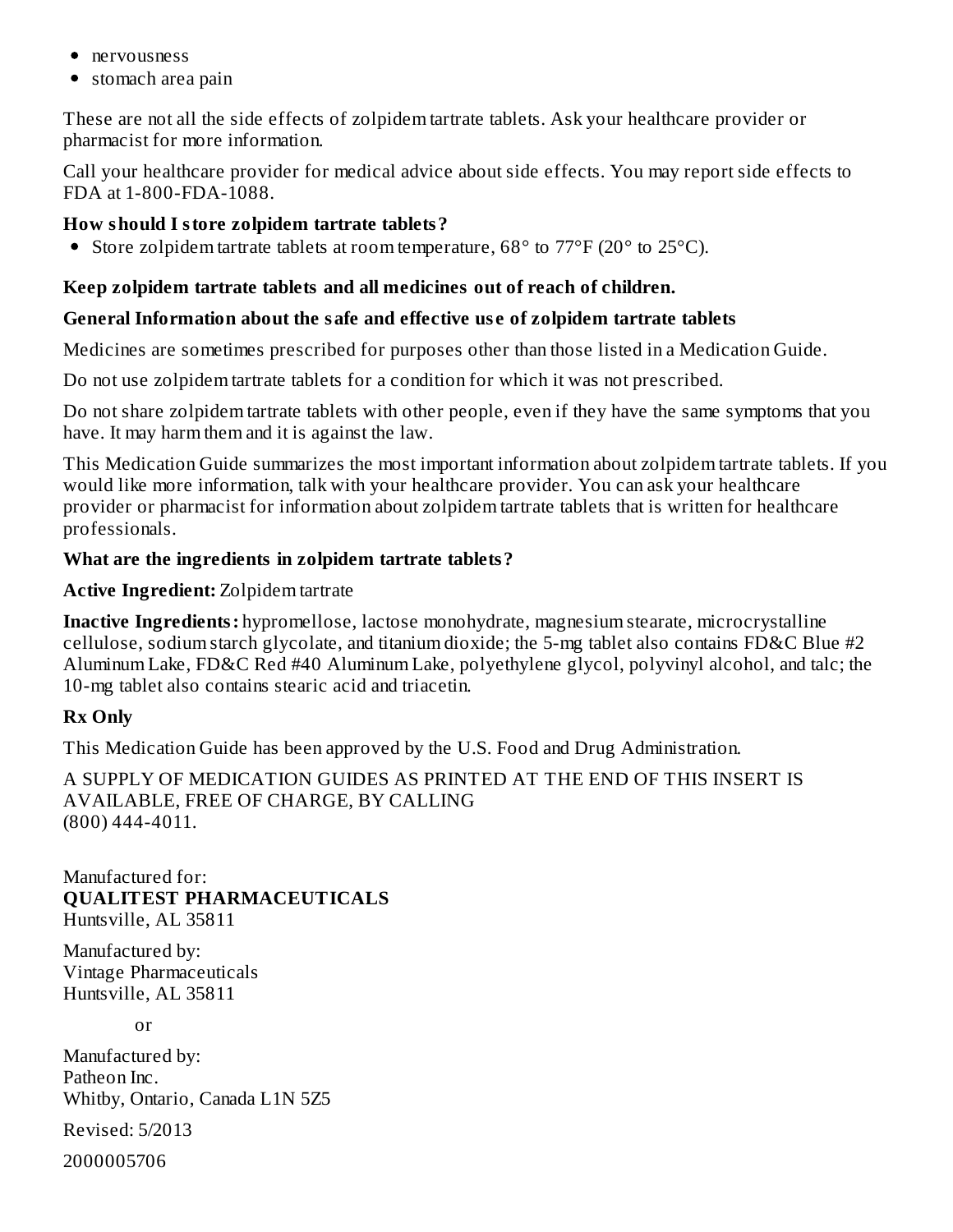- nervousness
- stomach area pain

These are not all the side effects of zolpidem tartrate tablets. Ask your healthcare provider or pharmacist for more information.

Call your healthcare provider for medical advice about side effects. You may report side effects to FDA at 1-800-FDA-1088.

**How should I store zolpidem tartrate tablets?**

- Store zolpidem tartrate tablets at room temperature, 68° to 77°F (20° to 25°C).

**Keep zolpidem tartrate tablets and all medicines out of reach of children.**

**General Information about the safe and effective use of zolpidem tartrate tablets**

Medicines are sometimes prescribed for purposes other than those listed in a Medication Guide.

Do not use zolpidem tartrate tablets for a condition for which it was not prescribed.

Do not share zolpidem tartrate tablets with other people, even if they have the same symptoms that you have. It may harm them and it is against the law.

This Medication Guide summarizes the most important information about zolpidem tartrate tablets. If you would like more information, talk with your healthcare provider. You can ask your healthcare provider or pharmacist for information about zolpidem tartrate tablets that is written for healthcare professionals.

**What are the ingredients in zolpidem tartrate tablets?**

**Active Ingredient:** Zolpidem tartrate

**Inactive Ingredients:** hypromellose, lactose monohydrate, magnesium stearate, microcrystalline cellulose, sodium starch glycolate, and titanium dioxide; the 5-mg tablet also contains FD&C Blue #2 Aluminum Lake, FD&C Red #40 Aluminum Lake, polyethylene glycol, polyvinyl alcohol, and talc; the 10-mg tablet also contains stearic acid and triacetin.

**Rx Only**

This Medication Guide has been approved by the U.S. Food and Drug Administration.

A SUPPLY OF MEDICATION GUIDES AS PRINTED AT THE END OF THIS INSERT IS AVAILABLE, FREE OF CHARGE, BY CALLING
(800) 444-4011.

Manufactured for:
**QUALITEST PHARMACEUTICALS**
Huntsville, AL 35811

Manufactured by:
Vintage Pharmaceuticals
Huntsville, AL 35811

or

Manufactured by:
Patheon Inc.
Whitby, Ontario, Canada L1N 5Z5

Revised: 5/2013

2000005706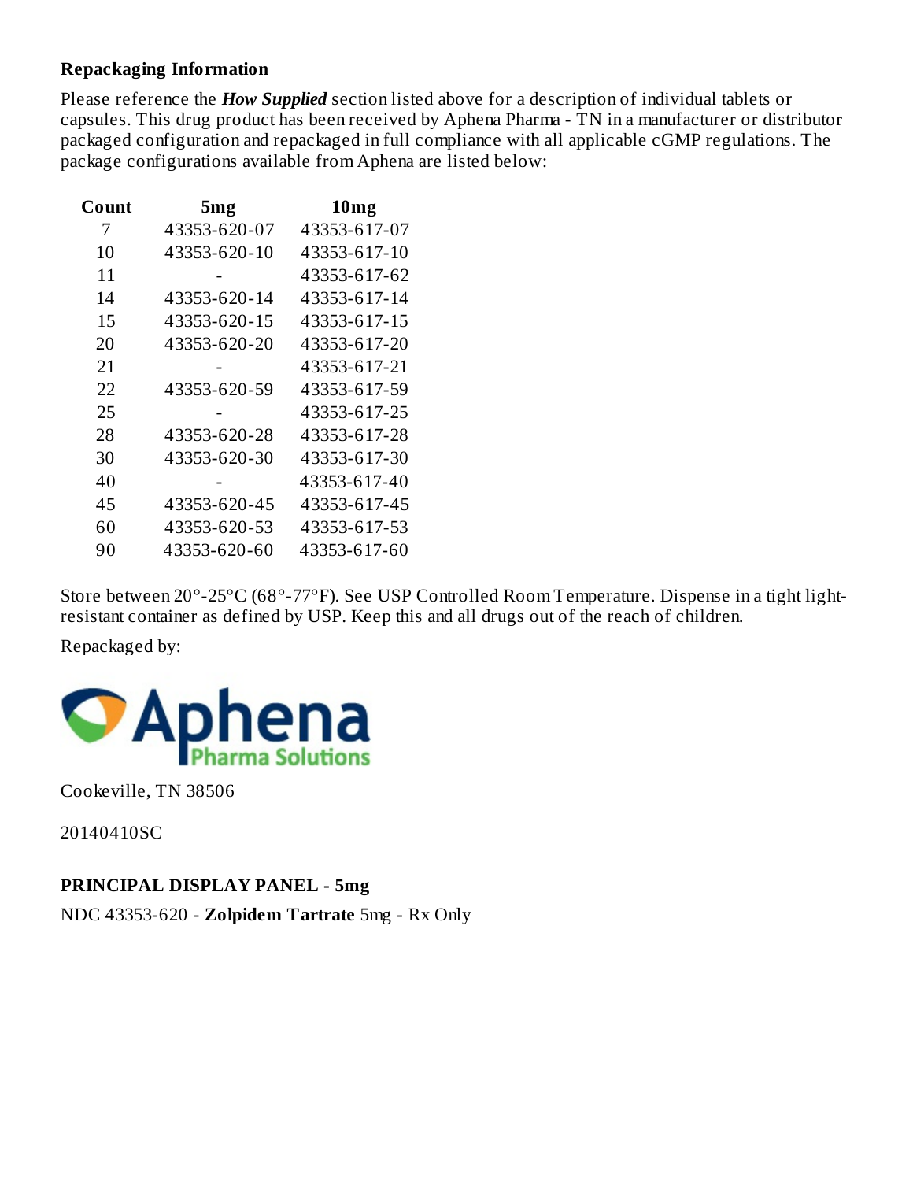**Repackaging Information**

Please reference the ***How Supplied*** section listed above for a description of individual tablets or capsules. This drug product has been received by Aphena Pharma - TN in a manufacturer or distributor packaged configuration and repackaged in full compliance with all applicable cGMP regulations. The package configurations available from Aphena are listed below:

| Count | 5mg | 10mg |
|---|---|---|
| 7 | 43353-620-07 | 43353-617-07 |
| 10 | 43353-620-10 | 43353-617-10 |
| 11 | - | 43353-617-62 |
| 14 | 43353-620-14 | 43353-617-14 |
| 15 | 43353-620-15 | 43353-617-15 |
| 20 | 43353-620-20 | 43353-617-20 |
| 21 | - | 43353-617-21 |
| 22 | 43353-620-59 | 43353-617-59 |
| 25 | - | 43353-617-25 |
| 28 | 43353-620-28 | 43353-617-28 |
| 30 | 43353-620-30 | 43353-617-30 |
| 40 | - | 43353-617-40 |
| 45 | 43353-620-45 | 43353-617-45 |
| 60 | 43353-620-53 | 43353-617-53 |
| 90 | 43353-620-60 | 43353-617-60 |

Store between 20°-25°C (68°-77°F). See USP Controlled Room Temperature. Dispense in a tight light-resistant container as defined by USP. Keep this and all drugs out of the reach of children.

Repackaged by:

Aphena Pharma Solutions

Cookeville, TN 38506

20140410SC

**PRINCIPAL DISPLAY PANEL - 5mg**

NDC 43353-620 - **Zolpidem Tartrate** 5mg - Rx Only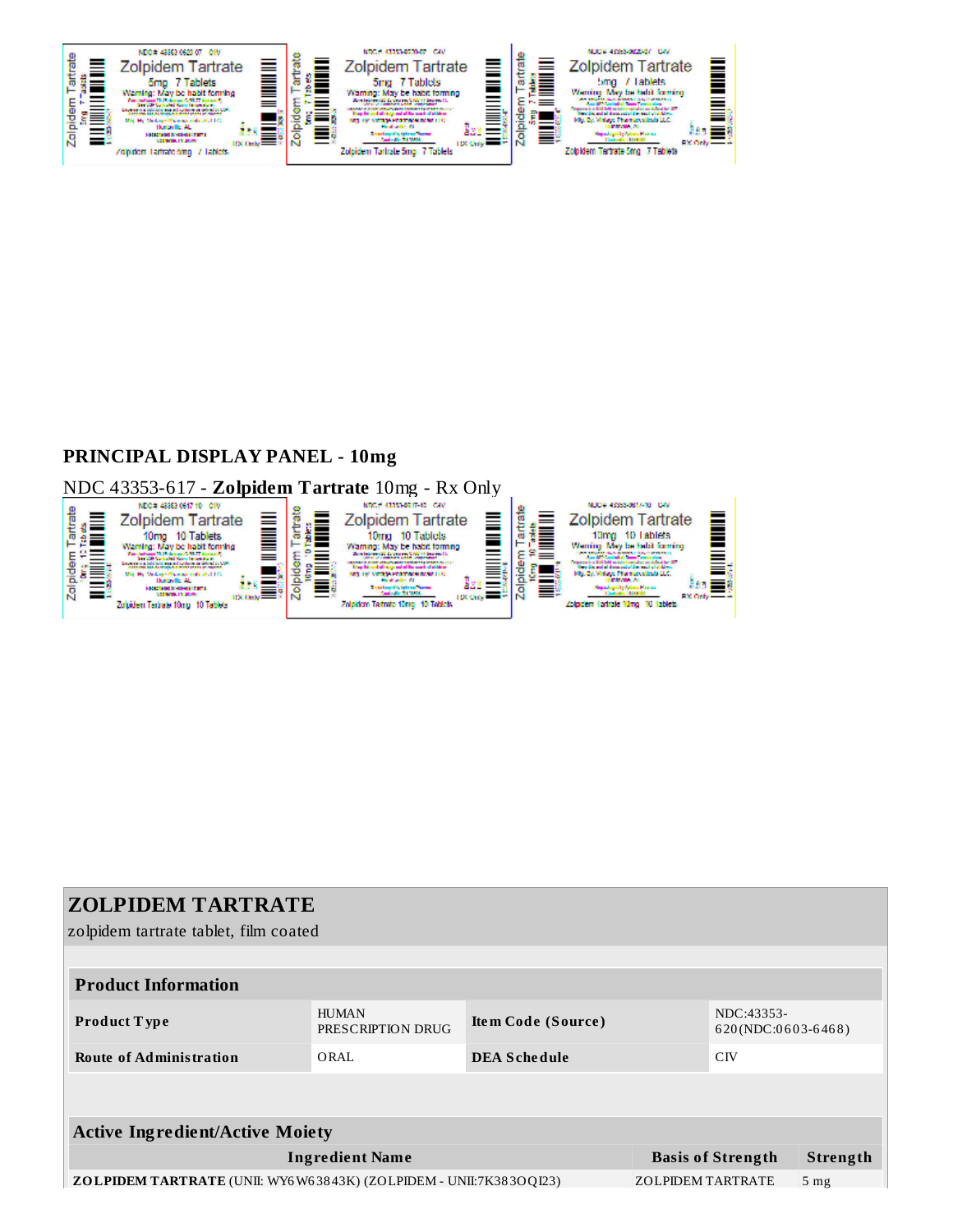## PRINCIPAL DISPLAY PANEL - 10mg

NDC 43353-617 - **Zolpidem Tartrate** 10mg - Rx Only

## ZOLPIDEM TARTRATE

zolpidem tartrate tablet, film coated

| **Product Information** | | | |
|---|---|---|---|
| **Product Type** | HUMAN PRESCRIPTION DRUG | **Item Code (Source)** | NDC:43353-620(NDC:0603-6468) |
| **Route of Administration** | ORAL | **DEA Schedule** | CIV |

| **Active Ingredient/Active Moiety** | | |
|---|---|---|
| **Ingredient Name** | **Basis of Strength** | **Strength** |
| **ZOLPIDEM TARTRATE** (UNII: WY6W63843K) (ZOLPIDEM - UNII:7K383OQI23) | ZOLPIDEM TARTRATE | 5 mg |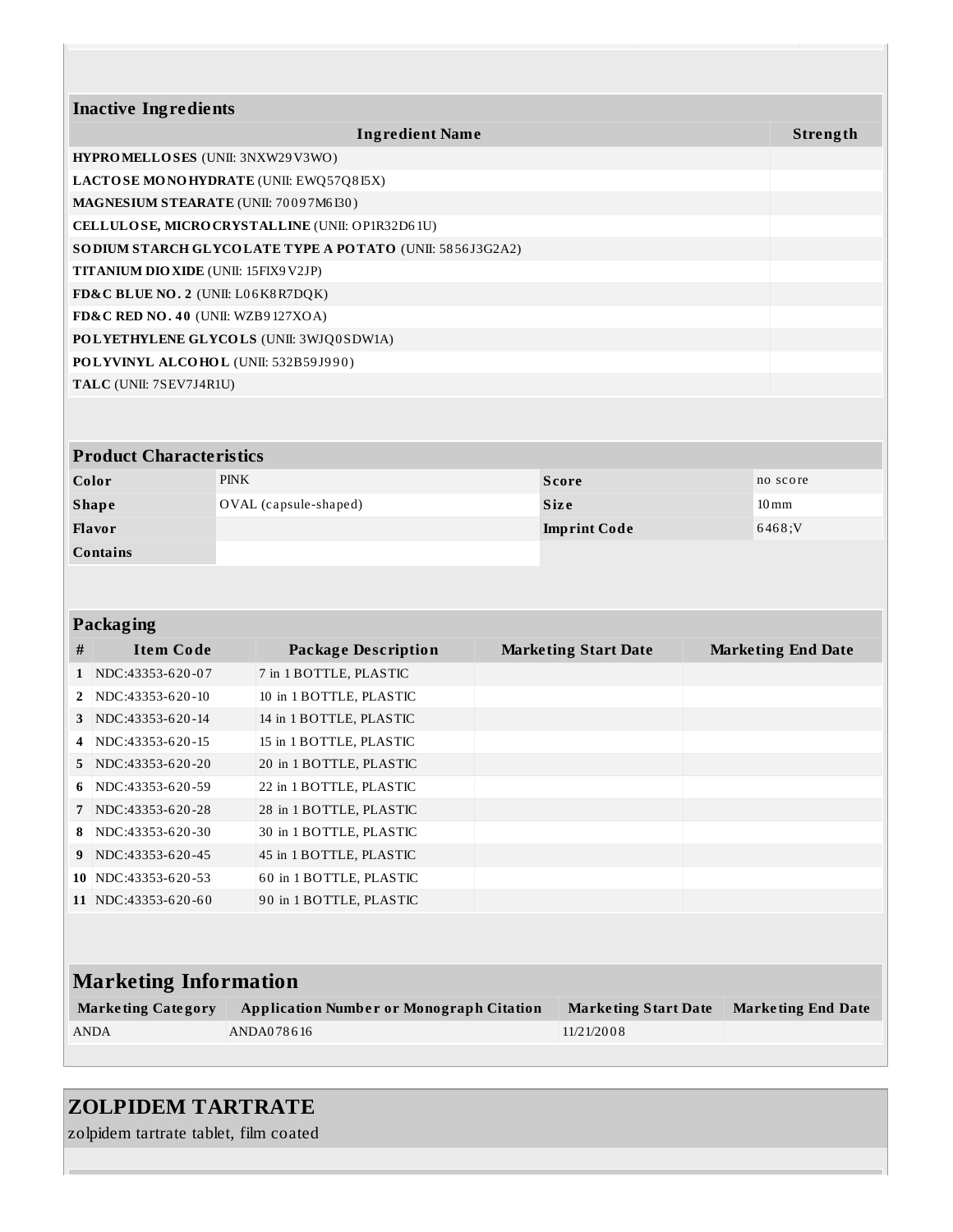| Inactive Ingredients | |
|---|---|
| **Ingredient Name** | **Strength** |
| **HYPROMELLOSES** (UNII: 3NXW29V3WO) | |
| **LACTOSE MONOHYDRATE** (UNII: EWQ57Q8I5X) | |
| **MAGNESIUM STEARATE** (UNII: 70097M6I30) | |
| **CELLULOSE, MICROCRYSTALLINE** (UNII: OP1R32D61U) | |
| **SODIUM STARCH GLYCOLATE TYPE A POTATO** (UNII: 5856J3G2A2) | |
| **TITANIUM DIOXIDE** (UNII: 15FIX9V2JP) | |
| **FD&C BLUE NO. 2** (UNII: L06K8R7DQK) | |
| **FD&C RED NO. 40** (UNII: WZB9127XOA) | |
| **POLYETHYLENE GLYCOLS** (UNII: 3WJQ0SDW1A) | |
| **POLYVINYL ALCOHOL** (UNII: 532B59J990) | |
| **TALC** (UNII: 7SEV7J4R1U) | |

| Product Characteristics | | | |
|---|---|---|---|
| **Color** | PINK | **Score** | no score |
| **Shape** | OVAL (capsule-shaped) | **Size** | 10mm |
| **Flavor** | | **Imprint Code** | 6468;V |
| **Contains** | | | |

| Packaging | | | | |
|---|---|---|---|---|
| **#** | **Item Code** | **Package Description** | **Marketing Start Date** | **Marketing End Date** |
| 1 | NDC:43353-620-07 | 7 in 1 BOTTLE, PLASTIC | | |
| 2 | NDC:43353-620-10 | 10 in 1 BOTTLE, PLASTIC | | |
| 3 | NDC:43353-620-14 | 14 in 1 BOTTLE, PLASTIC | | |
| 4 | NDC:43353-620-15 | 15 in 1 BOTTLE, PLASTIC | | |
| 5 | NDC:43353-620-20 | 20 in 1 BOTTLE, PLASTIC | | |
| 6 | NDC:43353-620-59 | 22 in 1 BOTTLE, PLASTIC | | |
| 7 | NDC:43353-620-28 | 28 in 1 BOTTLE, PLASTIC | | |
| 8 | NDC:43353-620-30 | 30 in 1 BOTTLE, PLASTIC | | |
| 9 | NDC:43353-620-45 | 45 in 1 BOTTLE, PLASTIC | | |
| 10 | NDC:43353-620-53 | 60 in 1 BOTTLE, PLASTIC | | |
| 11 | NDC:43353-620-60 | 90 in 1 BOTTLE, PLASTIC | | |

| Marketing Information | | | |
|---|---|---|---|
| **Marketing Category** | **Application Number or Monograph Citation** | **Marketing Start Date** | **Marketing End Date** |
| ANDA | ANDA078616 | 11/21/2008 | |

## ZOLPIDEM TARTRATE

zolpidem tartrate tablet, film coated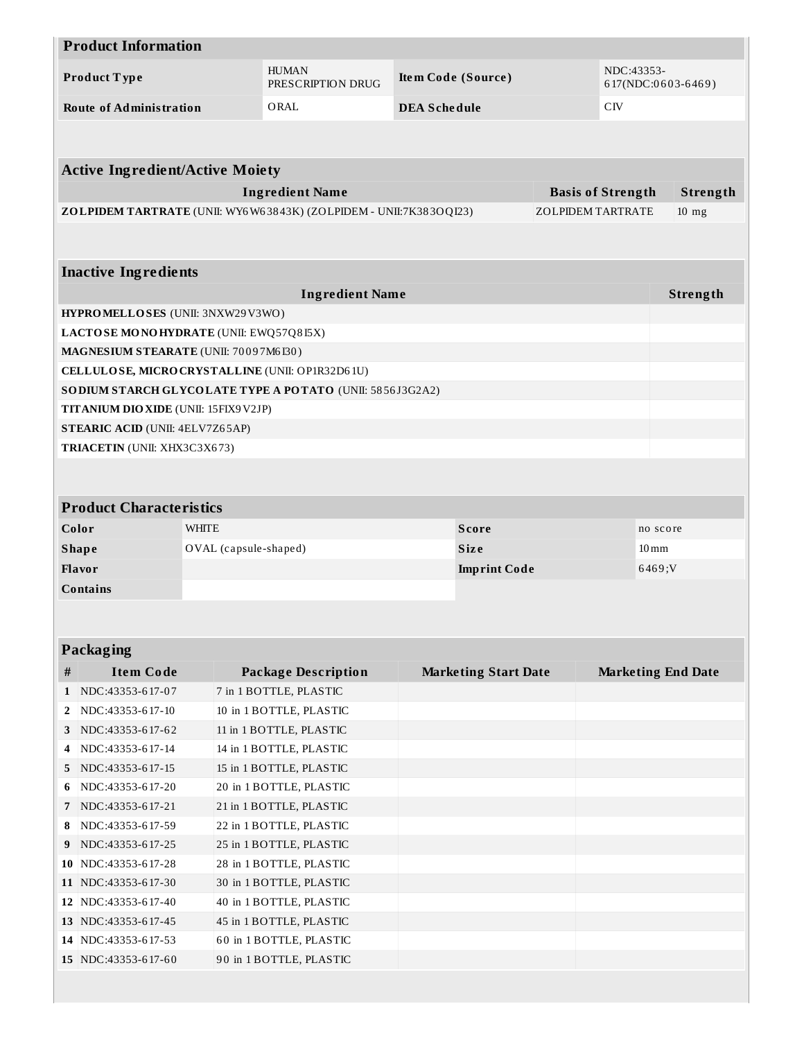| Product Information | | | |
|---|---|---|---|
| **Product Type** | HUMAN PRESCRIPTION DRUG | **Item Code (Source)** | NDC:43353-617(NDC:0603-6469) |
| **Route of Administration** | ORAL | **DEA Schedule** | CIV |

| Active Ingredient/Active Moiety | | |
|---|---|---|
| **Ingredient Name** | **Basis of Strength** | **Strength** |
| **ZOLPIDEM TARTRATE** (UNII: WY6W63843K) (ZOLPIDEM - UNII:7K383OQI23) | ZOLPIDEM TARTRATE | 10 mg |

| Inactive Ingredients | |
|---|---|
| **Ingredient Name** | **Strength** |
| **HYPROMELLOSES** (UNII: 3NXW29V3WO) | |
| **LACTOSE MONOHYDRATE** (UNII: EWQ57Q8I5X) | |
| **MAGNESIUM STEARATE** (UNII: 70097M6I30) | |
| **CELLULOSE, MICROCRYSTALLINE** (UNII: OP1R32D61U) | |
| **SODIUM STARCH GLYCOLATE TYPE A POTATO** (UNII: 5856J3G2A2) | |
| **TITANIUM DIOXIDE** (UNII: 15FIX9V2JP) | |
| **STEARIC ACID** (UNII: 4ELV7Z65AP) | |
| **TRIACETIN** (UNII: XHX3C3X673) | |

| Product Characteristics | | | |
|---|---|---|---|
| **Color** | WHITE | **Score** | no score |
| **Shape** | OVAL (capsule-shaped) | **Size** | 10mm |
| **Flavor** | | **Imprint Code** | 6469;V |
| **Contains** | | | |

| Packaging | | | | |
|---|---|---|---|---|
| **#** | **Item Code** | **Package Description** | **Marketing Start Date** | **Marketing End Date** |
| **1** | NDC:43353-617-07 | 7 in 1 BOTTLE, PLASTIC | | |
| **2** | NDC:43353-617-10 | 10 in 1 BOTTLE, PLASTIC | | |
| **3** | NDC:43353-617-62 | 11 in 1 BOTTLE, PLASTIC | | |
| **4** | NDC:43353-617-14 | 14 in 1 BOTTLE, PLASTIC | | |
| **5** | NDC:43353-617-15 | 15 in 1 BOTTLE, PLASTIC | | |
| **6** | NDC:43353-617-20 | 20 in 1 BOTTLE, PLASTIC | | |
| **7** | NDC:43353-617-21 | 21 in 1 BOTTLE, PLASTIC | | |
| **8** | NDC:43353-617-59 | 22 in 1 BOTTLE, PLASTIC | | |
| **9** | NDC:43353-617-25 | 25 in 1 BOTTLE, PLASTIC | | |
| **10** | NDC:43353-617-28 | 28 in 1 BOTTLE, PLASTIC | | |
| **11** | NDC:43353-617-30 | 30 in 1 BOTTLE, PLASTIC | | |
| **12** | NDC:43353-617-40 | 40 in 1 BOTTLE, PLASTIC | | |
| **13** | NDC:43353-617-45 | 45 in 1 BOTTLE, PLASTIC | | |
| **14** | NDC:43353-617-53 | 60 in 1 BOTTLE, PLASTIC | | |
| **15** | NDC:43353-617-60 | 90 in 1 BOTTLE, PLASTIC | | |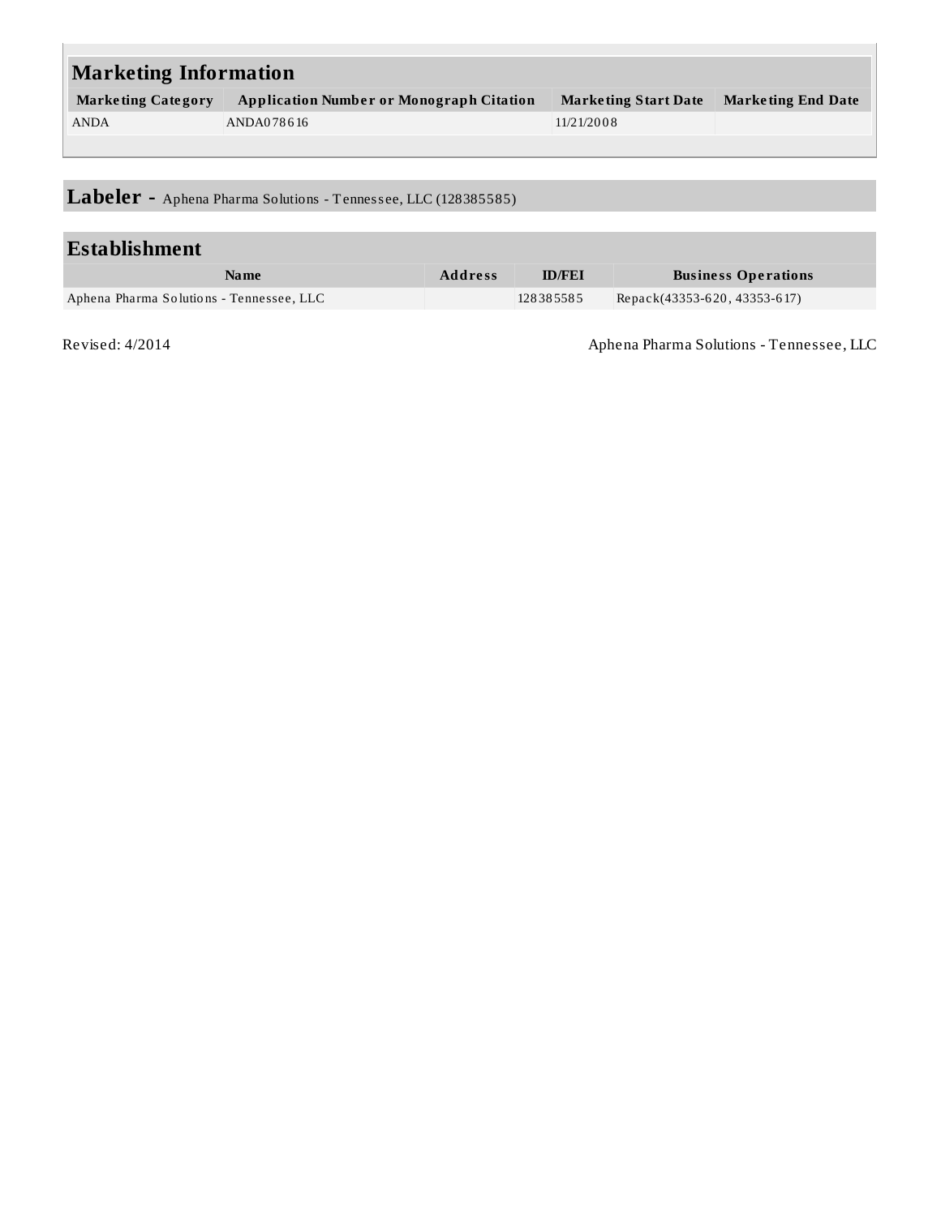## Marketing Information

| Marketing Category | Application Number or Monograph Citation | Marketing Start Date | Marketing End Date |
| --- | --- | --- | --- |
| ANDA | ANDA078616 | 11/21/2008 | |

## Labeler - Aphena Pharma Solutions - Tennessee, LLC (128385585)

## Establishment

| Name | Address | ID/FEI | Business Operations |
| --- | --- | --- | --- |
| Aphena Pharma Solutions - Tennessee, LLC | | 128385585 | Repack(43353-620, 43353-617) |

Revised: 4/2014

Aphena Pharma Solutions - Tennessee, LLC